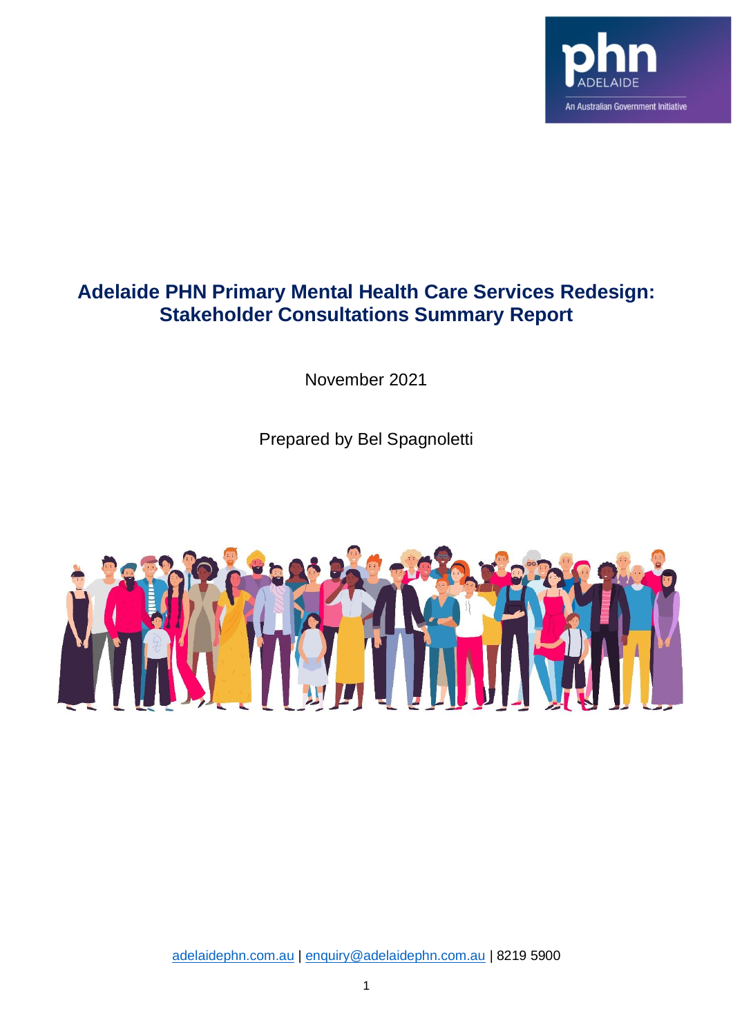# Adelaide PHN Primary Mental Health Care Services Redesign: Stakeholder Consultations Summary Report

November 2021

Prepared by Bel Spagnoletti

adelaidephn.com.au | enquiry@adelaidephn.com.au | 8219 5900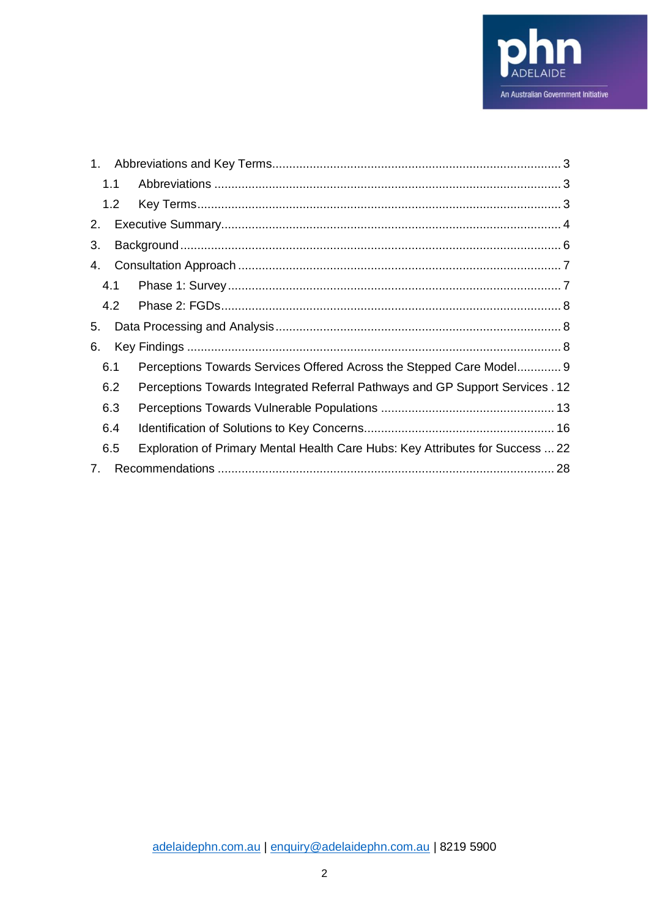1. Abbreviations and Key Terms .................................................................................... 3
   - 1.1 Abbreviations ..................................................................................................... 3
   - 1.2 Key Terms .......................................................................................................... 3
2. Executive Summary .................................................................................................. 4
3. Background ............................................................................................................... 6
4. Consultation Approach .............................................................................................. 7
   - 4.1 Phase 1: Survey ................................................................................................. 7
   - 4.2 Phase 2: FGDs ................................................................................................... 8
5. Data Processing and Analysis ................................................................................... 8
6. Key Findings ............................................................................................................. 8
   - 6.1 Perceptions Towards Services Offered Across the Stepped Care Model ............ 9
   - 6.2 Perceptions Towards Integrated Referral Pathways and GP Support Services . 12
   - 6.3 Perceptions Towards Vulnerable Populations .................................................. 13
   - 6.4 Identification of Solutions to Key Concerns ....................................................... 16
   - 6.5 Exploration of Primary Mental Health Care Hubs: Key Attributes for Success ... 22
7. Recommendations .................................................................................................. 28

adelaidephn.com.au | enquiry@adelaidephn.com.au | 8219 5900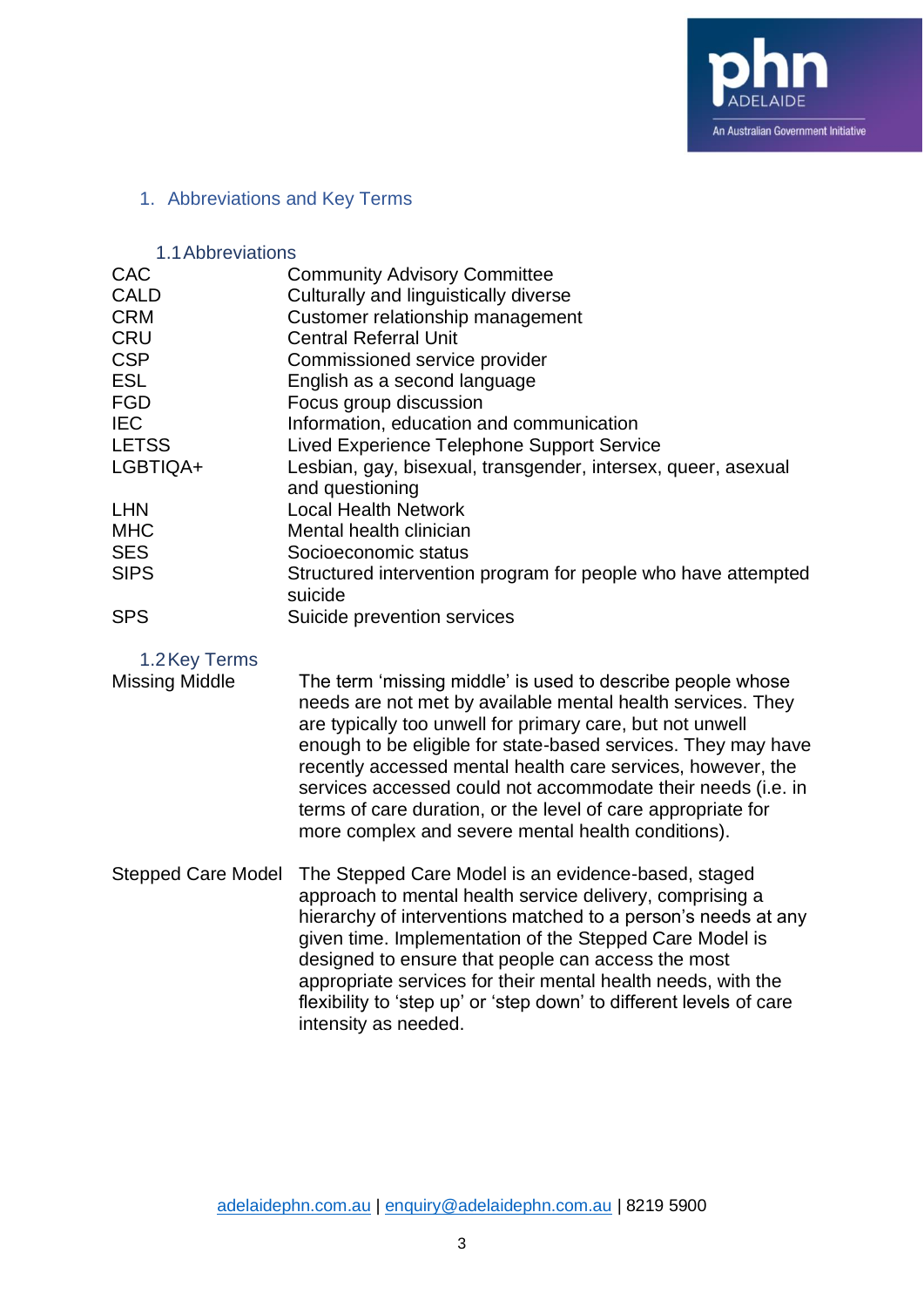# 1. Abbreviations and Key Terms

## 1.1 Abbreviations

| | |
|---|---|
| CAC | Community Advisory Committee |
| CALD | Culturally and linguistically diverse |
| CRM | Customer relationship management |
| CRU | Central Referral Unit |
| CSP | Commissioned service provider |
| ESL | English as a second language |
| FGD | Focus group discussion |
| IEC | Information, education and communication |
| LETSS | Lived Experience Telephone Support Service |
| LGBTIQA+ | Lesbian, gay, bisexual, transgender, intersex, queer, asexual and questioning |
| LHN | Local Health Network |
| MHC | Mental health clinician |
| SES | Socioeconomic status |
| SIPS | Structured intervention program for people who have attempted suicide |
| SPS | Suicide prevention services |

## 1.2 Key Terms

| | |
|---|---|
| Missing Middle | The term 'missing middle' is used to describe people whose needs are not met by available mental health services. They are typically too unwell for primary care, but not unwell enough to be eligible for state-based services. They may have recently accessed mental health care services, however, the services accessed could not accommodate their needs (i.e. in terms of care duration, or the level of care appropriate for more complex and severe mental health conditions). |
| Stepped Care Model | The Stepped Care Model is an evidence-based, staged approach to mental health service delivery, comprising a hierarchy of interventions matched to a person's needs at any given time. Implementation of the Stepped Care Model is designed to ensure that people can access the most appropriate services for their mental health needs, with the flexibility to 'step up' or 'step down' to different levels of care intensity as needed. |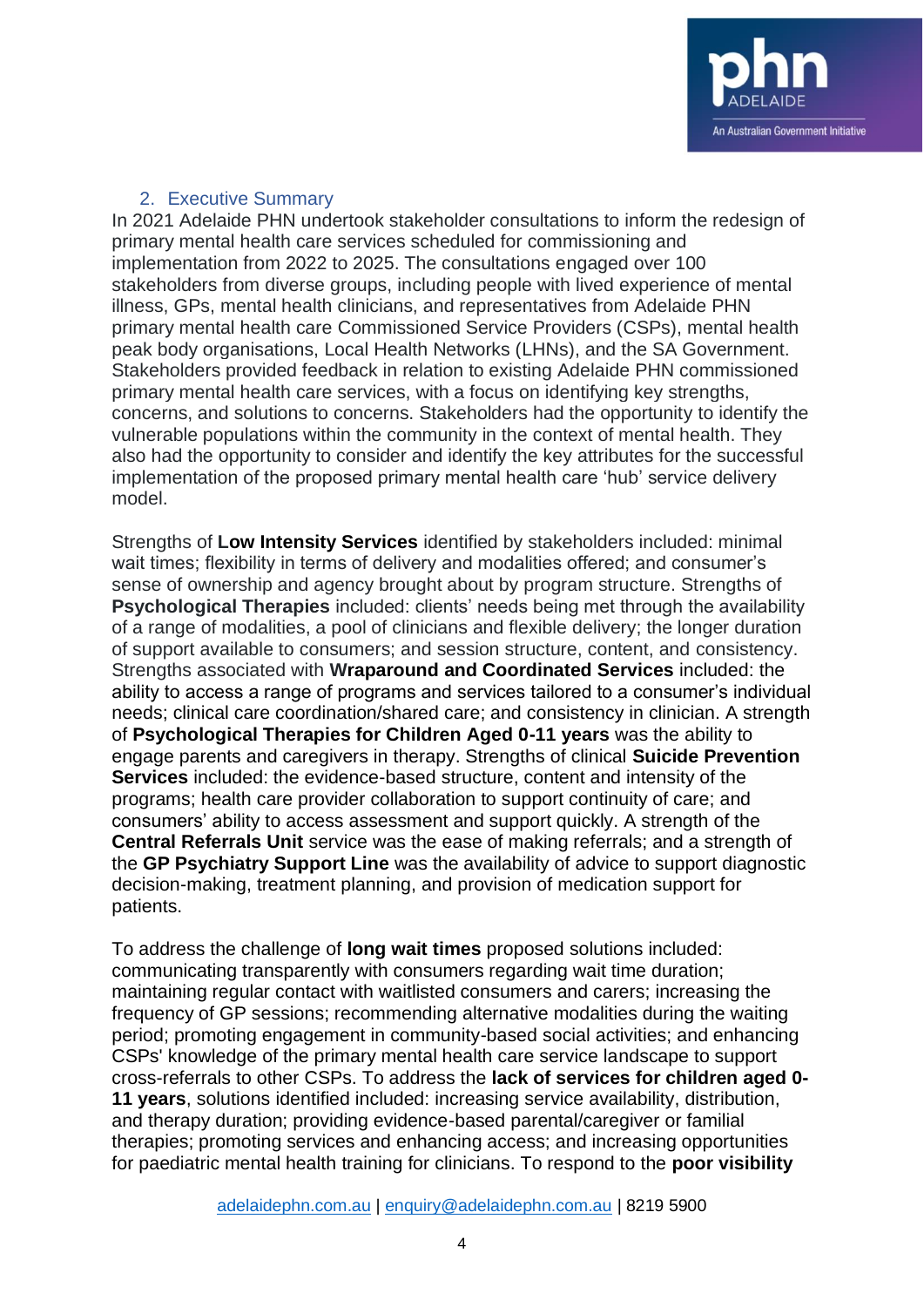## 2. Executive Summary

In 2021 Adelaide PHN undertook stakeholder consultations to inform the redesign of primary mental health care services scheduled for commissioning and implementation from 2022 to 2025. The consultations engaged over 100 stakeholders from diverse groups, including people with lived experience of mental illness, GPs, mental health clinicians, and representatives from Adelaide PHN primary mental health care Commissioned Service Providers (CSPs), mental health peak body organisations, Local Health Networks (LHNs), and the SA Government. Stakeholders provided feedback in relation to existing Adelaide PHN commissioned primary mental health care services, with a focus on identifying key strengths, concerns, and solutions to concerns. Stakeholders had the opportunity to identify the vulnerable populations within the community in the context of mental health. They also had the opportunity to consider and identify the key attributes for the successful implementation of the proposed primary mental health care 'hub' service delivery model.

Strengths of **Low Intensity Services** identified by stakeholders included: minimal wait times; flexibility in terms of delivery and modalities offered; and consumer's sense of ownership and agency brought about by program structure. Strengths of **Psychological Therapies** included: clients' needs being met through the availability of a range of modalities, a pool of clinicians and flexible delivery; the longer duration of support available to consumers; and session structure, content, and consistency. Strengths associated with **Wraparound and Coordinated Services** included: the ability to access a range of programs and services tailored to a consumer's individual needs; clinical care coordination/shared care; and consistency in clinician. A strength of **Psychological Therapies for Children Aged 0-11 years** was the ability to engage parents and caregivers in therapy. Strengths of clinical **Suicide Prevention Services** included: the evidence-based structure, content and intensity of the programs; health care provider collaboration to support continuity of care; and consumers' ability to access assessment and support quickly. A strength of the **Central Referrals Unit** service was the ease of making referrals; and a strength of the **GP Psychiatry Support Line** was the availability of advice to support diagnostic decision-making, treatment planning, and provision of medication support for patients.

To address the challenge of **long wait times** proposed solutions included: communicating transparently with consumers regarding wait time duration; maintaining regular contact with waitlisted consumers and carers; increasing the frequency of GP sessions; recommending alternative modalities during the waiting period; promoting engagement in community-based social activities; and enhancing CSPs' knowledge of the primary mental health care service landscape to support cross-referrals to other CSPs. To address the **lack of services for children aged 0-11 years**, solutions identified included: increasing service availability, distribution, and therapy duration; providing evidence-based parental/caregiver or familial therapies; promoting services and enhancing access; and increasing opportunities for paediatric mental health training for clinicians. To respond to the **poor visibility**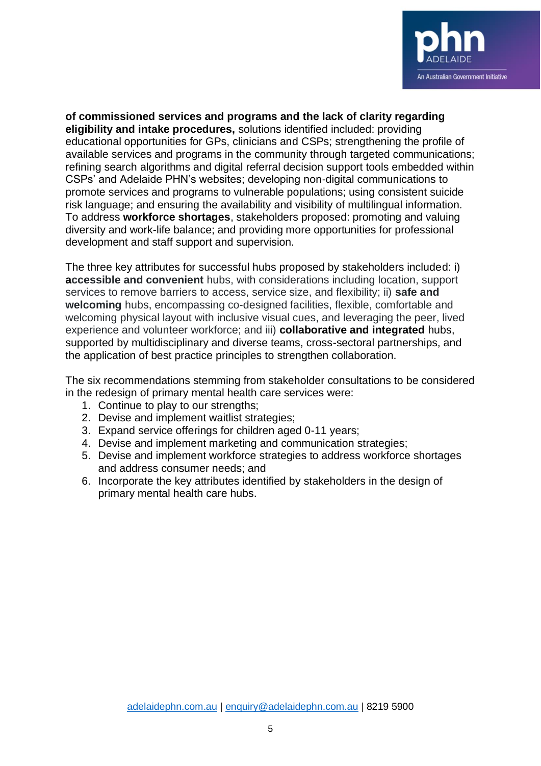**of commissioned services and programs and the lack of clarity regarding eligibility and intake procedures,** solutions identified included: providing educational opportunities for GPs, clinicians and CSPs; strengthening the profile of available services and programs in the community through targeted communications; refining search algorithms and digital referral decision support tools embedded within CSPs' and Adelaide PHN's websites; developing non-digital communications to promote services and programs to vulnerable populations; using consistent suicide risk language; and ensuring the availability and visibility of multilingual information. To address **workforce shortages**, stakeholders proposed: promoting and valuing diversity and work-life balance; and providing more opportunities for professional development and staff support and supervision.

The three key attributes for successful hubs proposed by stakeholders included: i) **accessible and convenient** hubs, with considerations including location, support services to remove barriers to access, service size, and flexibility; ii) **safe and welcoming** hubs, encompassing co-designed facilities, flexible, comfortable and welcoming physical layout with inclusive visual cues, and leveraging the peer, lived experience and volunteer workforce; and iii) **collaborative and integrated** hubs, supported by multidisciplinary and diverse teams, cross-sectoral partnerships, and the application of best practice principles to strengthen collaboration.

The six recommendations stemming from stakeholder consultations to be considered in the redesign of primary mental health care services were:

1. Continue to play to our strengths;
2. Devise and implement waitlist strategies;
3. Expand service offerings for children aged 0-11 years;
4. Devise and implement marketing and communication strategies;
5. Devise and implement workforce strategies to address workforce shortages and address consumer needs; and
6. Incorporate the key attributes identified by stakeholders in the design of primary mental health care hubs.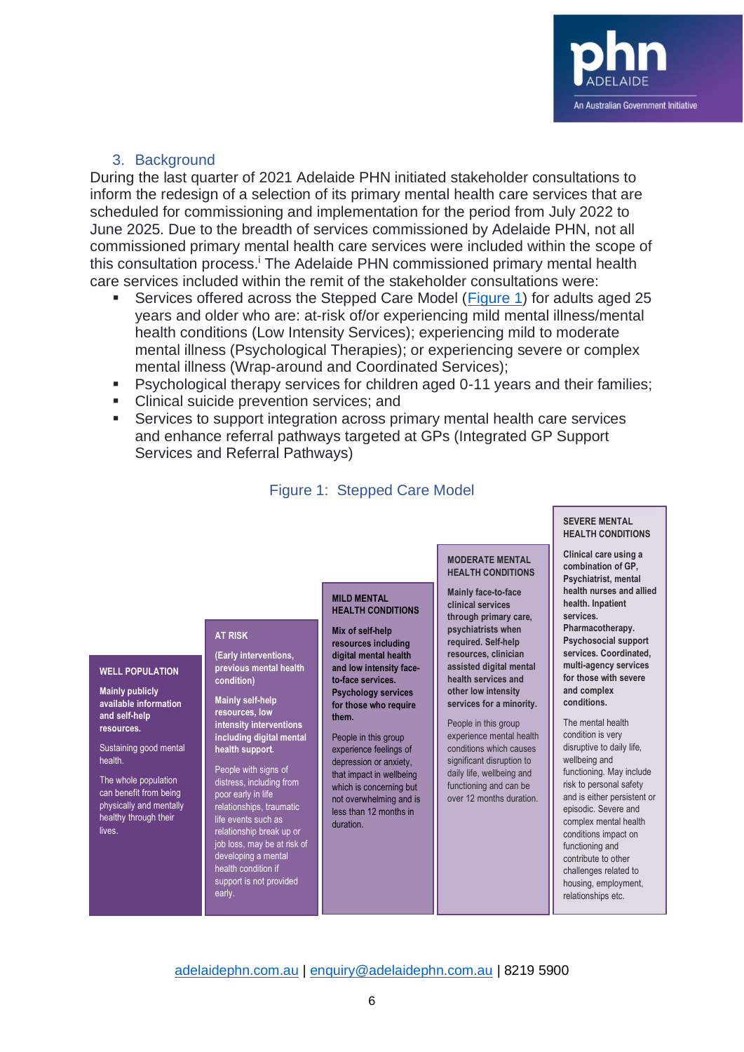## 3. Background

During the last quarter of 2021 Adelaide PHN initiated stakeholder consultations to inform the redesign of a selection of its primary mental health care services that are scheduled for commissioning and implementation for the period from July 2022 to June 2025. Due to the breadth of services commissioned by Adelaide PHN, not all commissioned primary mental health care services were included within the scope of this consultation process.[i] The Adelaide PHN commissioned primary mental health care services included within the remit of the stakeholder consultations were:

- Services offered across the Stepped Care Model (Figure 1) for adults aged 25 years and older who are: at-risk of/or experiencing mild mental illness/mental health conditions (Low Intensity Services); experiencing mild to moderate mental illness (Psychological Therapies); or experiencing severe or complex mental illness (Wrap-around and Coordinated Services);
- Psychological therapy services for children aged 0-11 years and their families;
- Clinical suicide prevention services; and
- Services to support integration across primary mental health care services and enhance referral pathways targeted at GPs (Integrated GP Support Services and Referral Pathways)

Figure 1: Stepped Care Model

| WELL POPULATION | AT RISK | MILD MENTAL HEALTH CONDITIONS | MODERATE MENTAL HEALTH CONDITIONS | SEVERE MENTAL HEALTH CONDITIONS |
|---|---|---|---|---|
| **Mainly publicly available information and self-help resources.** | **(Early interventions, previous mental health condition)** **Mainly self-help resources, low intensity interventions including digital mental health support.** | **Mix of self-help resources including digital mental health and low intensity face-to-face services. Psychology services for those who require them.** | **Mainly face-to-face clinical services through primary care, psychiatrists when required. Self-help resources, clinician assisted digital mental health services and other low intensity services for a minority.** | **Clinical care using a combination of GP, Psychiatrist, mental health nurses and allied health. Inpatient services. Pharmacotherapy. Psychosocial support services. Coordinated, multi-agency services for those with severe and complex conditions.** |
| Sustaining good mental health. The whole population can benefit from being physically and mentally healthy through their lives. | People with signs of distress, including from poor early in life relationships, traumatic life events such as relationship break up or job loss, may be at risk of developing a mental health condition if support is not provided early. | People in this group experience feelings of depression or anxiety, that impact in wellbeing which is concerning but not overwhelming and is less than 12 months in duration. | People in this group experience mental health conditions which causes significant disruption to daily life, wellbeing and functioning and can be over 12 months duration. | The mental health condition is very disruptive to daily life, wellbeing and functioning. May include risk to personal safety and is either persistent or episodic. Severe and complex mental health conditions impact on functioning and contribute to other challenges related to housing, employment, relationships etc. |

adelaidephn.com.au | enquiry@adelaidephn.com.au | 8219 5900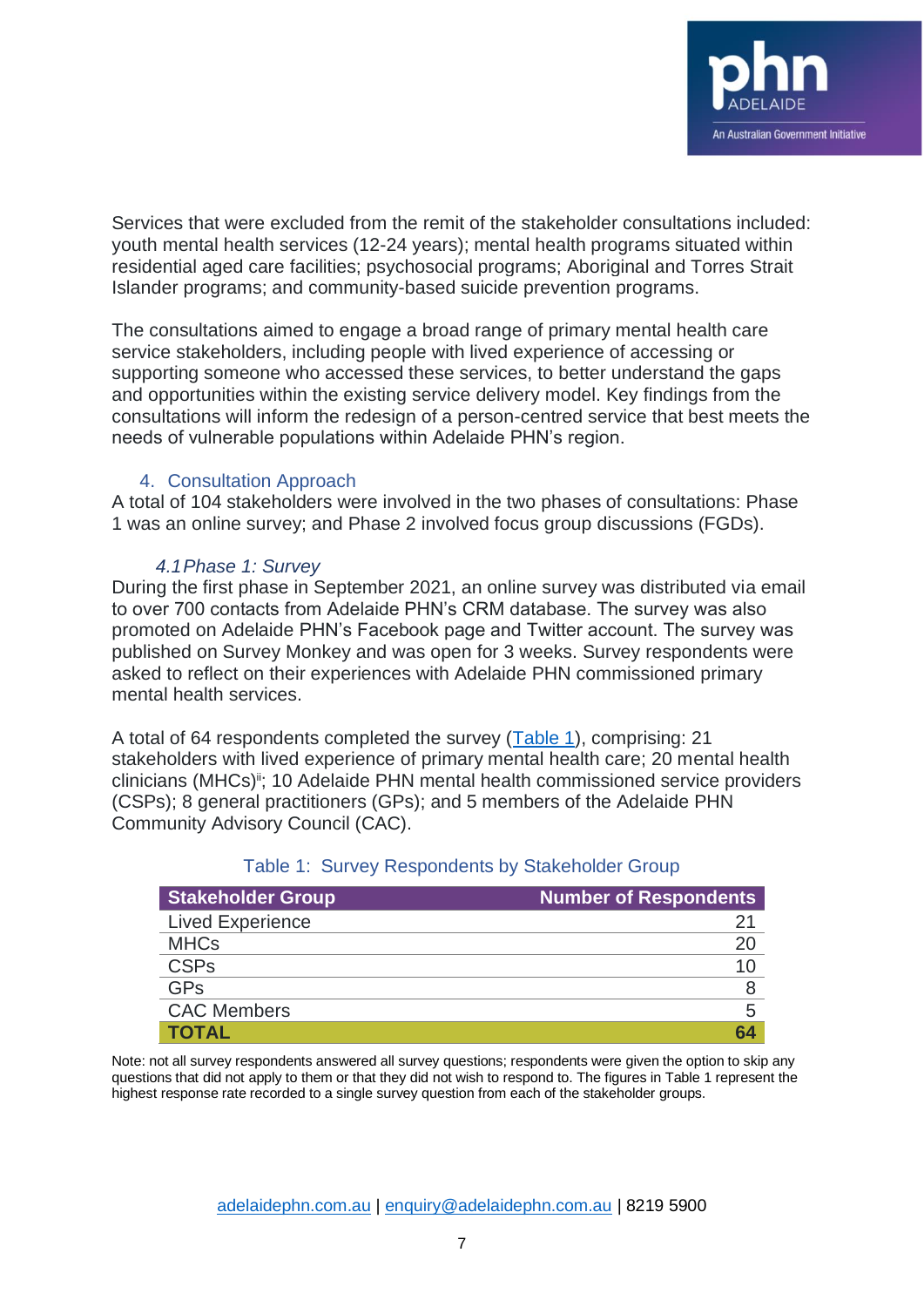Services that were excluded from the remit of the stakeholder consultations included: youth mental health services (12-24 years); mental health programs situated within residential aged care facilities; psychosocial programs; Aboriginal and Torres Strait Islander programs; and community-based suicide prevention programs.

The consultations aimed to engage a broad range of primary mental health care service stakeholders, including people with lived experience of accessing or supporting someone who accessed these services, to better understand the gaps and opportunities within the existing service delivery model. Key findings from the consultations will inform the redesign of a person-centred service that best meets the needs of vulnerable populations within Adelaide PHN's region.

## 4. Consultation Approach

A total of 104 stakeholders were involved in the two phases of consultations: Phase 1 was an online survey; and Phase 2 involved focus group discussions (FGDs).

### *4.1 Phase 1: Survey*

During the first phase in September 2021, an online survey was distributed via email to over 700 contacts from Adelaide PHN's CRM database. The survey was also promoted on Adelaide PHN's Facebook page and Twitter account. The survey was published on Survey Monkey and was open for 3 weeks. Survey respondents were asked to reflect on their experiences with Adelaide PHN commissioned primary mental health services.

A total of 64 respondents completed the survey (Table 1), comprising: 21 stakeholders with lived experience of primary mental health care; 20 mental health clinicians (MHCs)[ii]; 10 Adelaide PHN mental health commissioned service providers (CSPs); 8 general practitioners (GPs); and 5 members of the Adelaide PHN Community Advisory Council (CAC).

Table 1: Survey Respondents by Stakeholder Group

| Stakeholder Group | Number of Respondents |
|---|---:|
| Lived Experience | 21 |
| MHCs | 20 |
| CSPs | 10 |
| GPs | 8 |
| CAC Members | 5 |
| **TOTAL** | **64** |

Note: not all survey respondents answered all survey questions; respondents were given the option to skip any questions that did not apply to them or that they did not wish to respond to. The figures in Table 1 represent the highest response rate recorded to a single survey question from each of the stakeholder groups.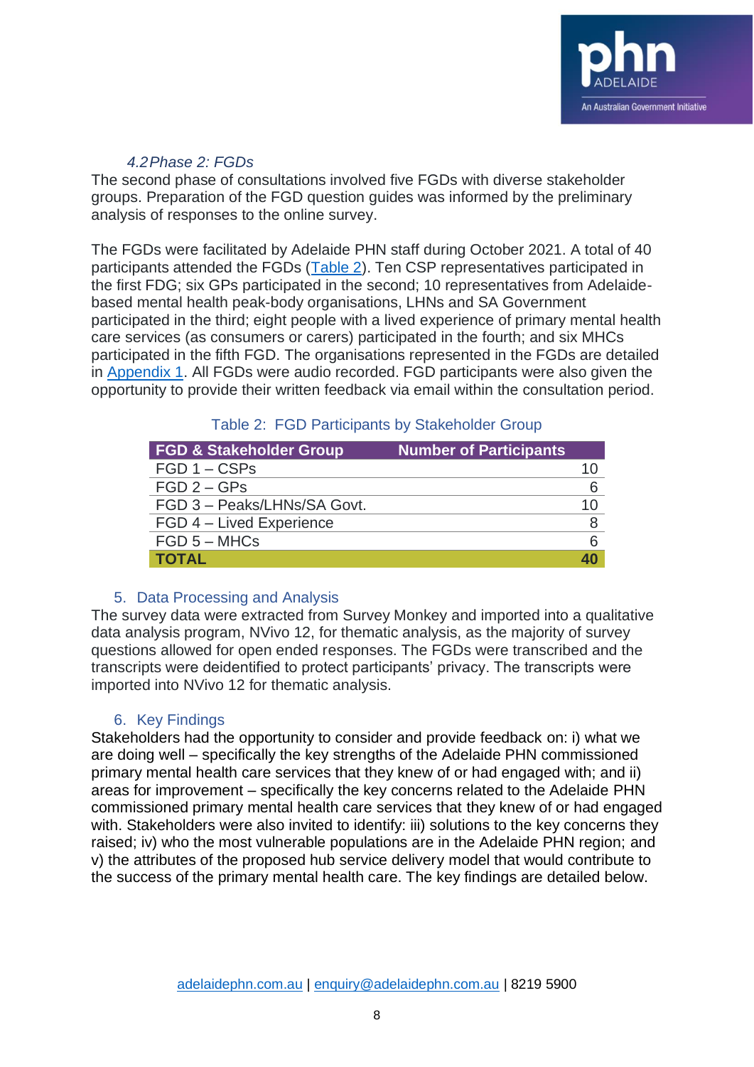### 4.2 Phase 2: FGDs

The second phase of consultations involved five FGDs with diverse stakeholder groups. Preparation of the FGD question guides was informed by the preliminary analysis of responses to the online survey.

The FGDs were facilitated by Adelaide PHN staff during October 2021. A total of 40 participants attended the FGDs (Table 2). Ten CSP representatives participated in the first FDG; six GPs participated in the second; 10 representatives from Adelaide-based mental health peak-body organisations, LHNs and SA Government participated in the third; eight people with a lived experience of primary mental health care services (as consumers or carers) participated in the fourth; and six MHCs participated in the fifth FGD. The organisations represented in the FGDs are detailed in Appendix 1. All FGDs were audio recorded. FGD participants were also given the opportunity to provide their written feedback via email within the consultation period.

Table 2: FGD Participants by Stakeholder Group

| FGD & Stakeholder Group | Number of Participants |
|---|---:|
| FGD 1 – CSPs | 10 |
| FGD 2 – GPs | 6 |
| FGD 3 – Peaks/LHNs/SA Govt. | 10 |
| FGD 4 – Lived Experience | 8 |
| FGD 5 – MHCs | 6 |
| **TOTAL** | **40** |

## 5. Data Processing and Analysis

The survey data were extracted from Survey Monkey and imported into a qualitative data analysis program, NVivo 12, for thematic analysis, as the majority of survey questions allowed for open ended responses. The FGDs were transcribed and the transcripts were deidentified to protect participants' privacy. The transcripts were imported into NVivo 12 for thematic analysis.

## 6. Key Findings

Stakeholders had the opportunity to consider and provide feedback on: i) what we are doing well – specifically the key strengths of the Adelaide PHN commissioned primary mental health care services that they knew of or had engaged with; and ii) areas for improvement – specifically the key concerns related to the Adelaide PHN commissioned primary mental health care services that they knew of or had engaged with. Stakeholders were also invited to identify: iii) solutions to the key concerns they raised; iv) who the most vulnerable populations are in the Adelaide PHN region; and v) the attributes of the proposed hub service delivery model that would contribute to the success of the primary mental health care. The key findings are detailed below.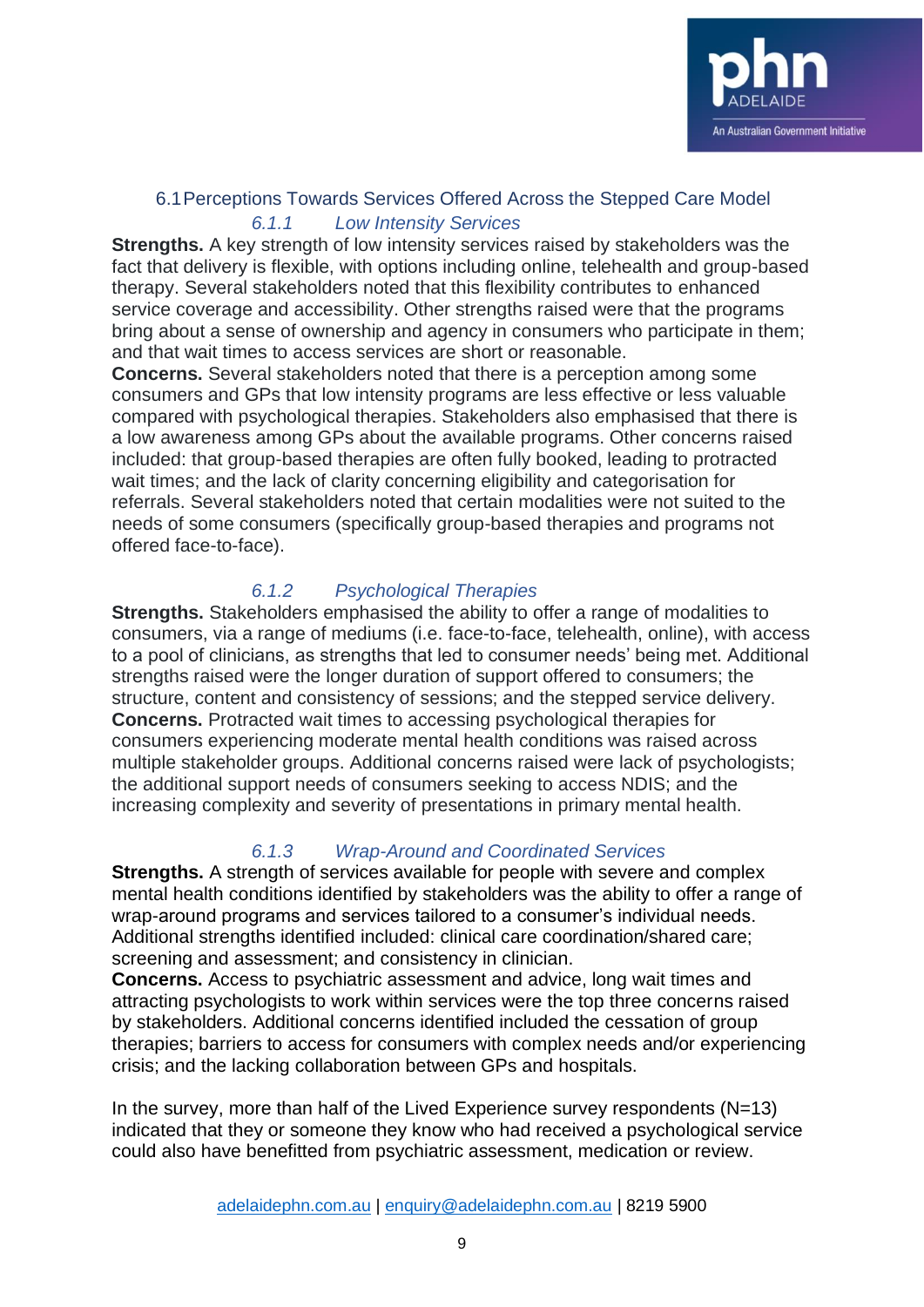## 6.1 Perceptions Towards Services Offered Across the Stepped Care Model

### *6.1.1 Low Intensity Services*

**Strengths.** A key strength of low intensity services raised by stakeholders was the fact that delivery is flexible, with options including online, telehealth and group-based therapy. Several stakeholders noted that this flexibility contributes to enhanced service coverage and accessibility. Other strengths raised were that the programs bring about a sense of ownership and agency in consumers who participate in them; and that wait times to access services are short or reasonable.

**Concerns.** Several stakeholders noted that there is a perception among some consumers and GPs that low intensity programs are less effective or less valuable compared with psychological therapies. Stakeholders also emphasised that there is a low awareness among GPs about the available programs. Other concerns raised included: that group-based therapies are often fully booked, leading to protracted wait times; and the lack of clarity concerning eligibility and categorisation for referrals. Several stakeholders noted that certain modalities were not suited to the needs of some consumers (specifically group-based therapies and programs not offered face-to-face).

### *6.1.2 Psychological Therapies*

**Strengths.** Stakeholders emphasised the ability to offer a range of modalities to consumers, via a range of mediums (i.e. face-to-face, telehealth, online), with access to a pool of clinicians, as strengths that led to consumer needs' being met. Additional strengths raised were the longer duration of support offered to consumers; the structure, content and consistency of sessions; and the stepped service delivery.

**Concerns.** Protracted wait times to accessing psychological therapies for consumers experiencing moderate mental health conditions was raised across multiple stakeholder groups. Additional concerns raised were lack of psychologists; the additional support needs of consumers seeking to access NDIS; and the increasing complexity and severity of presentations in primary mental health.

### *6.1.3 Wrap-Around and Coordinated Services*

**Strengths.** A strength of services available for people with severe and complex mental health conditions identified by stakeholders was the ability to offer a range of wrap-around programs and services tailored to a consumer's individual needs. Additional strengths identified included: clinical care coordination/shared care; screening and assessment; and consistency in clinician.

**Concerns.** Access to psychiatric assessment and advice, long wait times and attracting psychologists to work within services were the top three concerns raised by stakeholders. Additional concerns identified included the cessation of group therapies; barriers to access for consumers with complex needs and/or experiencing crisis; and the lacking collaboration between GPs and hospitals.

In the survey, more than half of the Lived Experience survey respondents (N=13) indicated that they or someone they know who had received a psychological service could also have benefitted from psychiatric assessment, medication or review.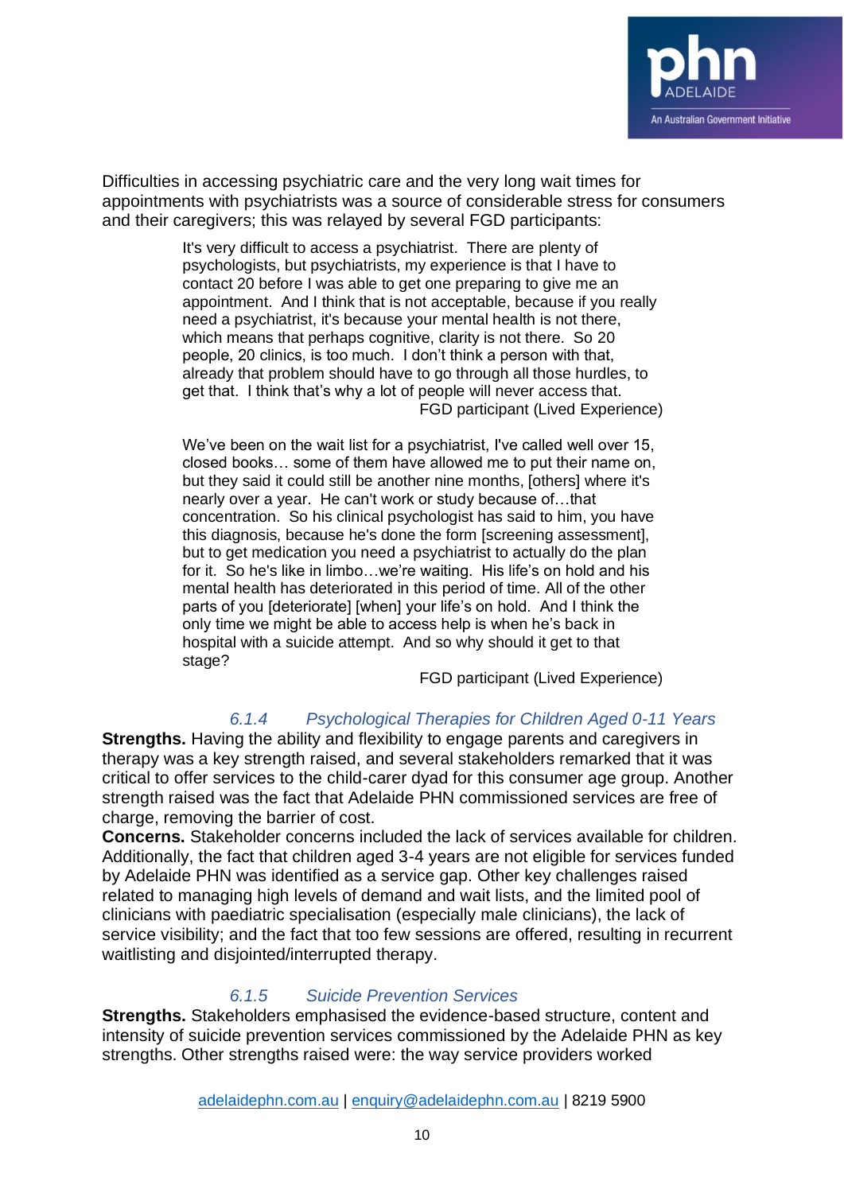Difficulties in accessing psychiatric care and the very long wait times for appointments with psychiatrists was a source of considerable stress for consumers and their caregivers; this was relayed by several FGD participants:

> It's very difficult to access a psychiatrist. There are plenty of psychologists, but psychiatrists, my experience is that I have to contact 20 before I was able to get one preparing to give me an appointment. And I think that is not acceptable, because if you really need a psychiatrist, it's because your mental health is not there, which means that perhaps cognitive, clarity is not there. So 20 people, 20 clinics, is too much. I don't think a person with that, already that problem should have to go through all those hurdles, to get that. I think that's why a lot of people will never access that.
>
> FGD participant (Lived Experience)

> We've been on the wait list for a psychiatrist, I've called well over 15, closed books… some of them have allowed me to put their name on, but they said it could still be another nine months, [others] where it's nearly over a year. He can't work or study because of…that concentration. So his clinical psychologist has said to him, you have this diagnosis, because he's done the form [screening assessment], but to get medication you need a psychiatrist to actually do the plan for it. So he's like in limbo…we're waiting. His life's on hold and his mental health has deteriorated in this period of time. All of the other parts of you [deteriorate] [when] your life's on hold. And I think the only time we might be able to access help is when he's back in hospital with a suicide attempt. And so why should it get to that stage?
>
> FGD participant (Lived Experience)

#### *6.1.4 Psychological Therapies for Children Aged 0-11 Years*

**Strengths.** Having the ability and flexibility to engage parents and caregivers in therapy was a key strength raised, and several stakeholders remarked that it was critical to offer services to the child-carer dyad for this consumer age group. Another strength raised was the fact that Adelaide PHN commissioned services are free of charge, removing the barrier of cost.

**Concerns.** Stakeholder concerns included the lack of services available for children. Additionally, the fact that children aged 3-4 years are not eligible for services funded by Adelaide PHN was identified as a service gap. Other key challenges raised related to managing high levels of demand and wait lists, and the limited pool of clinicians with paediatric specialisation (especially male clinicians), the lack of service visibility; and the fact that too few sessions are offered, resulting in recurrent waitlisting and disjointed/interrupted therapy.

#### *6.1.5 Suicide Prevention Services*

**Strengths.** Stakeholders emphasised the evidence-based structure, content and intensity of suicide prevention services commissioned by the Adelaide PHN as key strengths. Other strengths raised were: the way service providers worked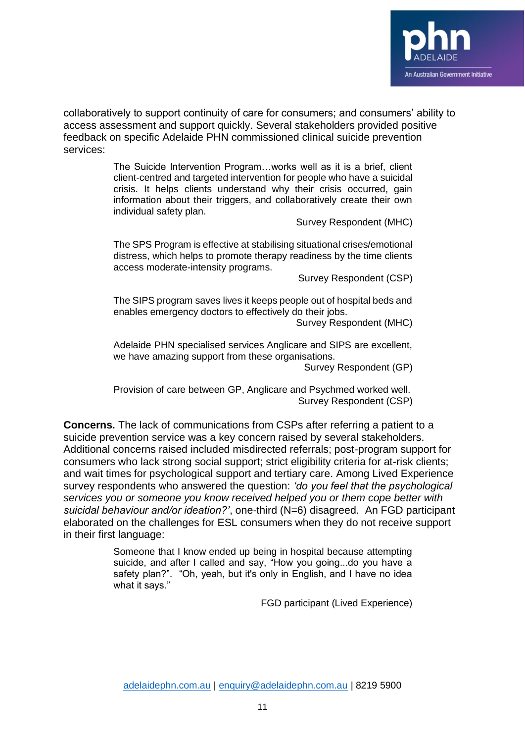collaboratively to support continuity of care for consumers; and consumers' ability to access assessment and support quickly. Several stakeholders provided positive feedback on specific Adelaide PHN commissioned clinical suicide prevention services:

> The Suicide Intervention Program…works well as it is a brief, client client-centred and targeted intervention for people who have a suicidal crisis. It helps clients understand why their crisis occurred, gain information about their triggers, and collaboratively create their own individual safety plan.
>
> Survey Respondent (MHC)

> The SPS Program is effective at stabilising situational crises/emotional distress, which helps to promote therapy readiness by the time clients access moderate-intensity programs.
>
> Survey Respondent (CSP)

> The SIPS program saves lives it keeps people out of hospital beds and enables emergency doctors to effectively do their jobs.
>
> Survey Respondent (MHC)

> Adelaide PHN specialised services Anglicare and SIPS are excellent, we have amazing support from these organisations.
>
> Survey Respondent (GP)

> Provision of care between GP, Anglicare and Psychmed worked well.
>
> Survey Respondent (CSP)

**Concerns.** The lack of communications from CSPs after referring a patient to a suicide prevention service was a key concern raised by several stakeholders. Additional concerns raised included misdirected referrals; post-program support for consumers who lack strong social support; strict eligibility criteria for at-risk clients; and wait times for psychological support and tertiary care. Among Lived Experience survey respondents who answered the question: *'do you feel that the psychological services you or someone you know received helped you or them cope better with suicidal behaviour and/or ideation?'*, one-third (N=6) disagreed. An FGD participant elaborated on the challenges for ESL consumers when they do not receive support in their first language:

> Someone that I know ended up being in hospital because attempting suicide, and after I called and say, "How you going...do you have a safety plan?". "Oh, yeah, but it's only in English, and I have no idea what it says."
>
> FGD participant (Lived Experience)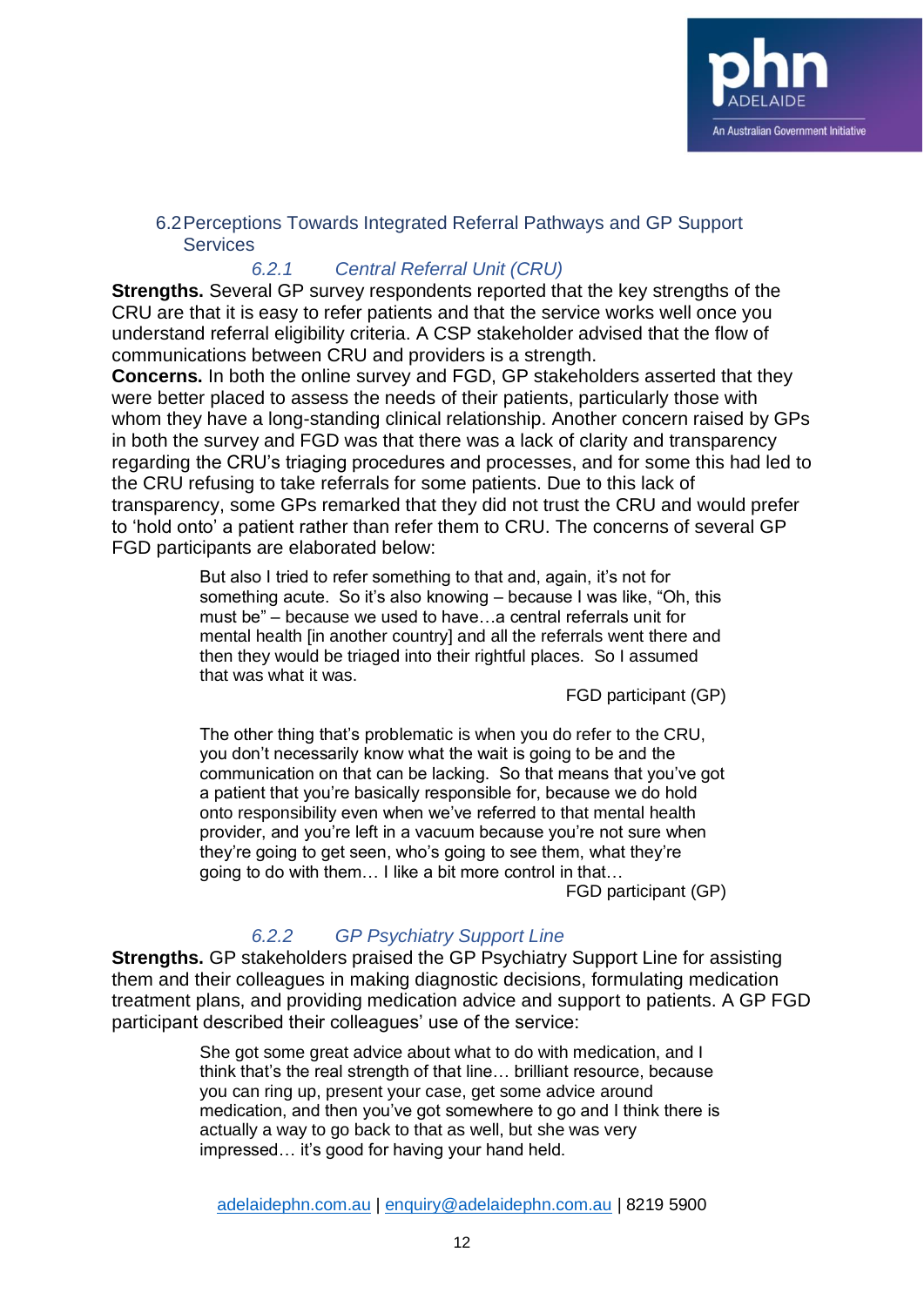## 6.2 Perceptions Towards Integrated Referral Pathways and GP Support Services

### *6.2.1 Central Referral Unit (CRU)*

**Strengths.** Several GP survey respondents reported that the key strengths of the CRU are that it is easy to refer patients and that the service works well once you understand referral eligibility criteria. A CSP stakeholder advised that the flow of communications between CRU and providers is a strength.

**Concerns.** In both the online survey and FGD, GP stakeholders asserted that they were better placed to assess the needs of their patients, particularly those with whom they have a long-standing clinical relationship. Another concern raised by GPs in both the survey and FGD was that there was a lack of clarity and transparency regarding the CRU's triaging procedures and processes, and for some this had led to the CRU refusing to take referrals for some patients. Due to this lack of transparency, some GPs remarked that they did not trust the CRU and would prefer to 'hold onto' a patient rather than refer them to CRU. The concerns of several GP FGD participants are elaborated below:

> But also I tried to refer something to that and, again, it's not for something acute. So it's also knowing – because I was like, "Oh, this must be" – because we used to have…a central referrals unit for mental health [in another country] and all the referrals went there and then they would be triaged into their rightful places. So I assumed that was what it was.
>
> FGD participant (GP)

> The other thing that's problematic is when you do refer to the CRU, you don't necessarily know what the wait is going to be and the communication on that can be lacking. So that means that you've got a patient that you're basically responsible for, because we do hold onto responsibility even when we've referred to that mental health provider, and you're left in a vacuum because you're not sure when they're going to get seen, who's going to see them, what they're going to do with them… I like a bit more control in that…
>
> FGD participant (GP)

### *6.2.2 GP Psychiatry Support Line*

**Strengths.** GP stakeholders praised the GP Psychiatry Support Line for assisting them and their colleagues in making diagnostic decisions, formulating medication treatment plans, and providing medication advice and support to patients. A GP FGD participant described their colleagues' use of the service:

> She got some great advice about what to do with medication, and I think that's the real strength of that line… brilliant resource, because you can ring up, present your case, get some advice around medication, and then you've got somewhere to go and I think there is actually a way to go back to that as well, but she was very impressed… it's good for having your hand held.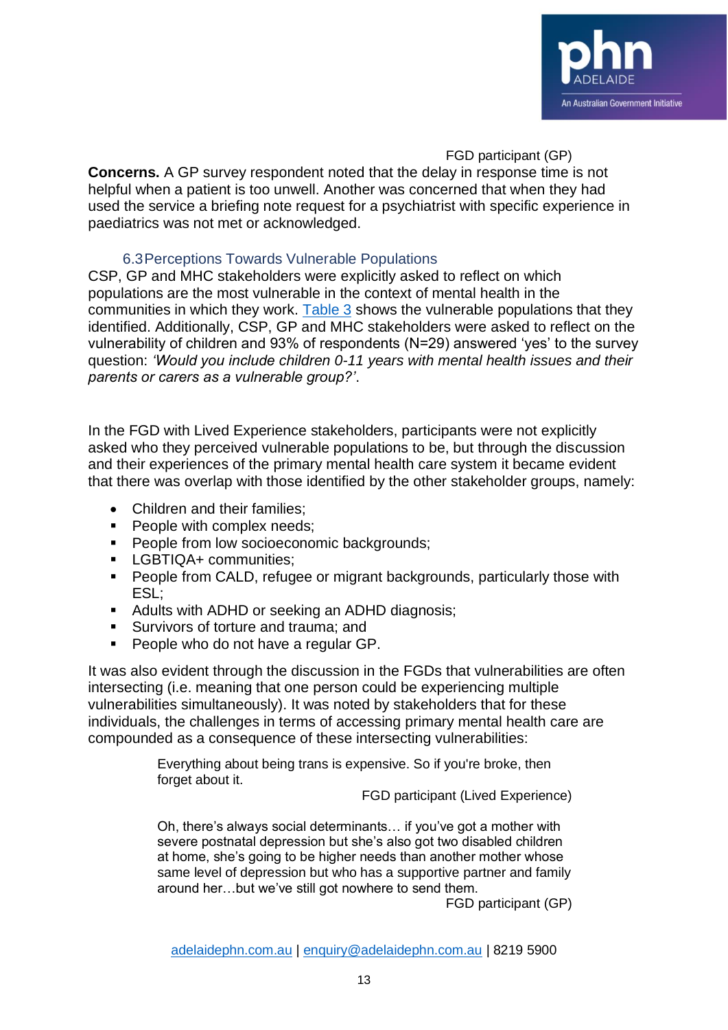FGD participant (GP)

**Concerns.** A GP survey respondent noted that the delay in response time is not helpful when a patient is too unwell. Another was concerned that when they had used the service a briefing note request for a psychiatrist with specific experience in paediatrics was not met or acknowledged.

### 6.3 Perceptions Towards Vulnerable Populations

CSP, GP and MHC stakeholders were explicitly asked to reflect on which populations are the most vulnerable in the context of mental health in the communities in which they work. Table 3 shows the vulnerable populations that they identified. Additionally, CSP, GP and MHC stakeholders were asked to reflect on the vulnerability of children and 93% of respondents (N=29) answered 'yes' to the survey question: *'Would you include children 0-11 years with mental health issues and their parents or carers as a vulnerable group?'*.

In the FGD with Lived Experience stakeholders, participants were not explicitly asked who they perceived vulnerable populations to be, but through the discussion and their experiences of the primary mental health care system it became evident that there was overlap with those identified by the other stakeholder groups, namely:

- Children and their families;
- People with complex needs;
- People from low socioeconomic backgrounds;
- LGBTIQA+ communities;
- People from CALD, refugee or migrant backgrounds, particularly those with ESL;
- Adults with ADHD or seeking an ADHD diagnosis;
- Survivors of torture and trauma; and
- People who do not have a regular GP.

It was also evident through the discussion in the FGDs that vulnerabilities are often intersecting (i.e. meaning that one person could be experiencing multiple vulnerabilities simultaneously). It was noted by stakeholders that for these individuals, the challenges in terms of accessing primary mental health care are compounded as a consequence of these intersecting vulnerabilities:

> Everything about being trans is expensive. So if you're broke, then forget about it.
>
> FGD participant (Lived Experience)

> Oh, there's always social determinants… if you've got a mother with severe postnatal depression but she's also got two disabled children at home, she's going to be higher needs than another mother whose same level of depression but who has a supportive partner and family around her…but we've still got nowhere to send them.
>
> FGD participant (GP)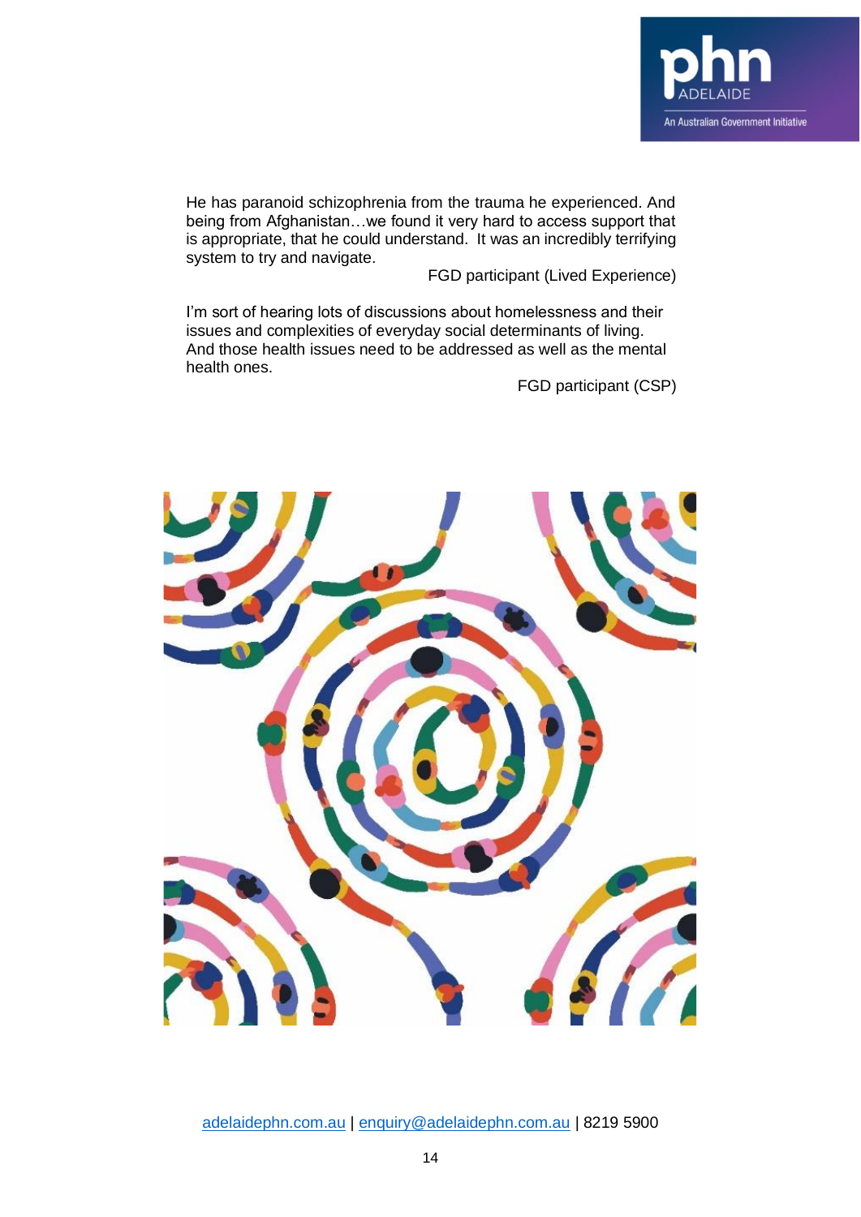He has paranoid schizophrenia from the trauma he experienced. And being from Afghanistan…we found it very hard to access support that is appropriate, that he could understand. It was an incredibly terrifying system to try and navigate.

FGD participant (Lived Experience)

I'm sort of hearing lots of discussions about homelessness and their issues and complexities of everyday social determinants of living. And those health issues need to be addressed as well as the mental health ones.

FGD participant (CSP)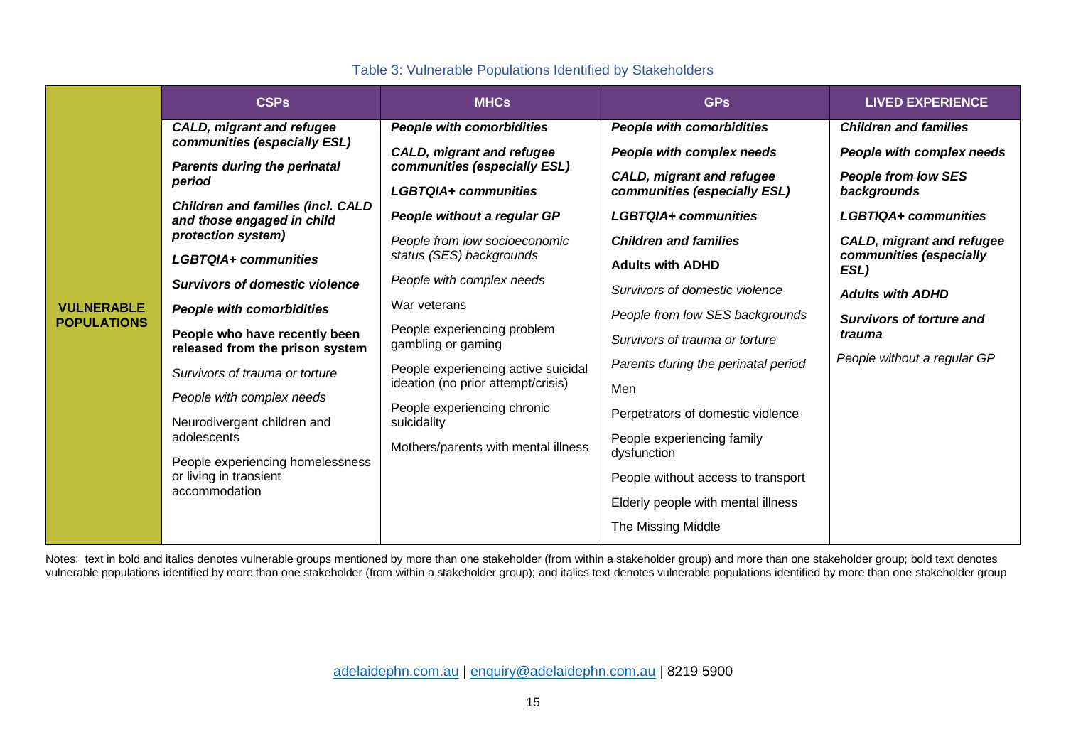Table 3: Vulnerable Populations Identified by Stakeholders

| | CSPs | MHCs | GPs | LIVED EXPERIENCE |
|---|---|---|---|---|
| **VULNERABLE POPULATIONS** | ***CALD, migrant and refugee communities (especially ESL)*** | ***People with comorbidities*** | ***People with comorbidities*** | ***Children and families*** |
| | ***Parents during the perinatal period*** | ***CALD, migrant and refugee communities (especially ESL)*** | ***People with complex needs*** | ***People with complex needs*** |
| | ***Children and families (incl. CALD and those engaged in child protection system)*** | ***LGBTQIA+ communities*** | ***CALD, migrant and refugee communities (especially ESL)*** | ***People from low SES backgrounds*** |
| | ***LGBTQIA+ communities*** | ***People without a regular GP*** | ***LGBTQIA+ communities*** | ***LGBTIQA+ communities*** |
| | ***Survivors of domestic violence*** | *People from low socioeconomic status (SES) backgrounds* | ***Children and families*** | ***CALD, migrant and refugee communities (especially ESL)*** |
| | ***People with comorbidities*** | *People with complex needs* | **Adults with ADHD** | ***Adults with ADHD*** |
| | **People who have recently been released from the prison system** | War veterans | *Survivors of domestic violence* | ***Survivors of torture and trauma*** |
| | *Survivors of trauma or torture* | People experiencing problem gambling or gaming | *People from low SES backgrounds* | *People without a regular GP* |
| | *People with complex needs* | People experiencing active suicidal ideation (no prior attempt/crisis) | *Survivors of trauma or torture* | |
| | Neurodivergent children and adolescents | People experiencing chronic suicidality | *Parents during the perinatal period* | |
| | People experiencing homelessness or living in transient accommodation | Mothers/parents with mental illness | Men | |
| | | | Perpetrators of domestic violence | |
| | | | People experiencing family dysfunction | |
| | | | People without access to transport | |
| | | | Elderly people with mental illness | |
| | | | The Missing Middle | |

Notes: text in bold and italics denotes vulnerable groups mentioned by more than one stakeholder (from within a stakeholder group) and more than one stakeholder group; bold text denotes vulnerable populations identified by more than one stakeholder (from within a stakeholder group); and italics text denotes vulnerable populations identified by more than one stakeholder group

adelaidephn.com.au | enquiry@adelaidephn.com.au | 8219 5900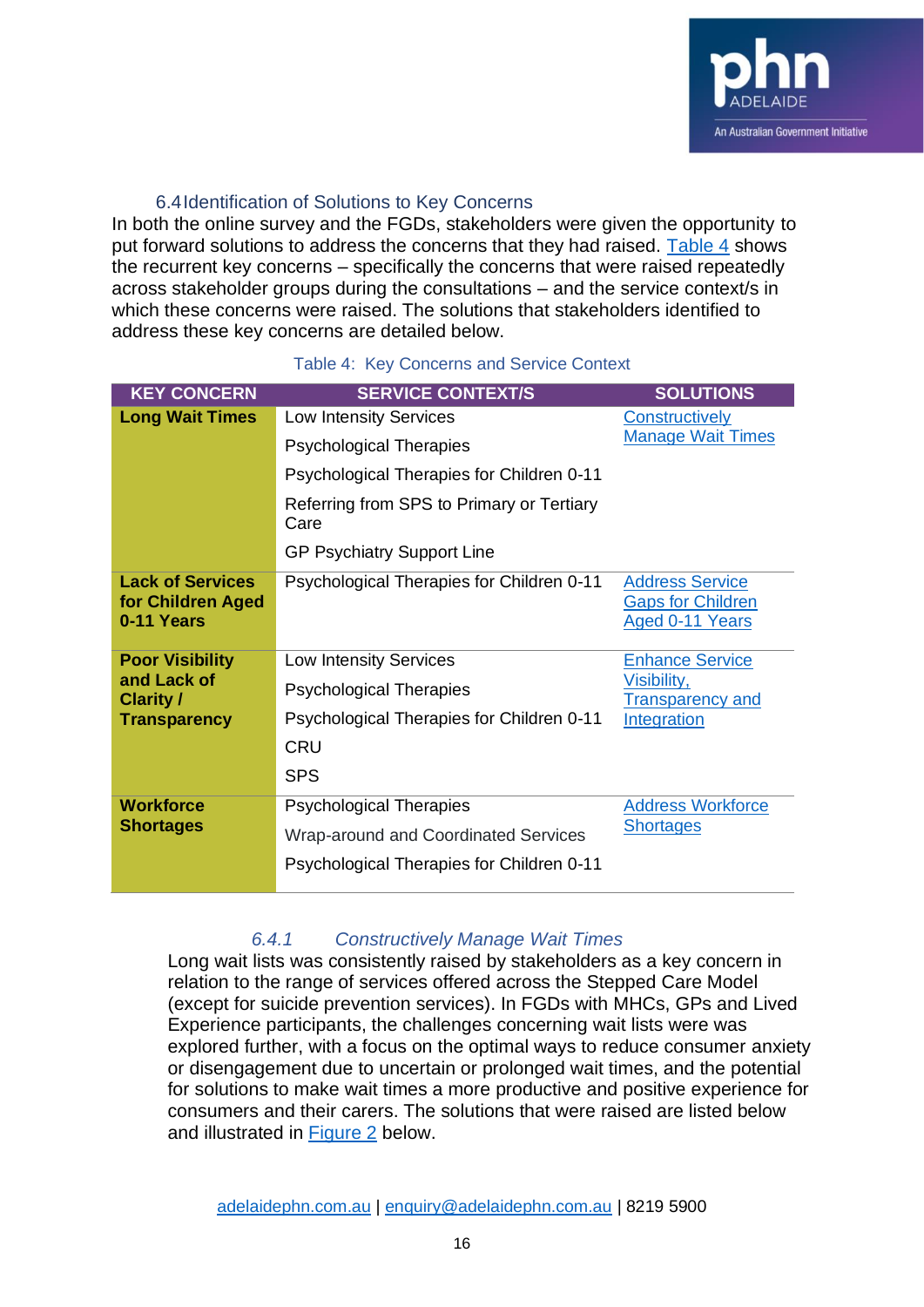### 6.4 Identification of Solutions to Key Concerns

In both the online survey and the FGDs, stakeholders were given the opportunity to put forward solutions to address the concerns that they had raised. Table 4 shows the recurrent key concerns – specifically the concerns that were raised repeatedly across stakeholder groups during the consultations – and the service context/s in which these concerns were raised. The solutions that stakeholders identified to address these key concerns are detailed below.

Table 4: Key Concerns and Service Context

| KEY CONCERN | SERVICE CONTEXT/S | SOLUTIONS |
|---|---|---|
| **Long Wait Times** | Low Intensity Services<br>Psychological Therapies<br>Psychological Therapies for Children 0-11<br>Referring from SPS to Primary or Tertiary Care<br>GP Psychiatry Support Line | Constructively Manage Wait Times |
| **Lack of Services for Children Aged 0-11 Years** | Psychological Therapies for Children 0-11 | Address Service Gaps for Children Aged 0-11 Years |
| **Poor Visibility and Lack of Clarity / Transparency** | Low Intensity Services<br>Psychological Therapies<br>Psychological Therapies for Children 0-11<br>CRU<br>SPS | Enhance Service Visibility, Transparency and Integration |
| **Workforce Shortages** | Psychological Therapies<br>Wrap-around and Coordinated Services<br>Psychological Therapies for Children 0-11 | Address Workforce Shortages |

#### *6.4.1 Constructively Manage Wait Times*

Long wait lists was consistently raised by stakeholders as a key concern in relation to the range of services offered across the Stepped Care Model (except for suicide prevention services). In FGDs with MHCs, GPs and Lived Experience participants, the challenges concerning wait lists were was explored further, with a focus on the optimal ways to reduce consumer anxiety or disengagement due to uncertain or prolonged wait times, and the potential for solutions to make wait times a more productive and positive experience for consumers and their carers. The solutions that were raised are listed below and illustrated in Figure 2 below.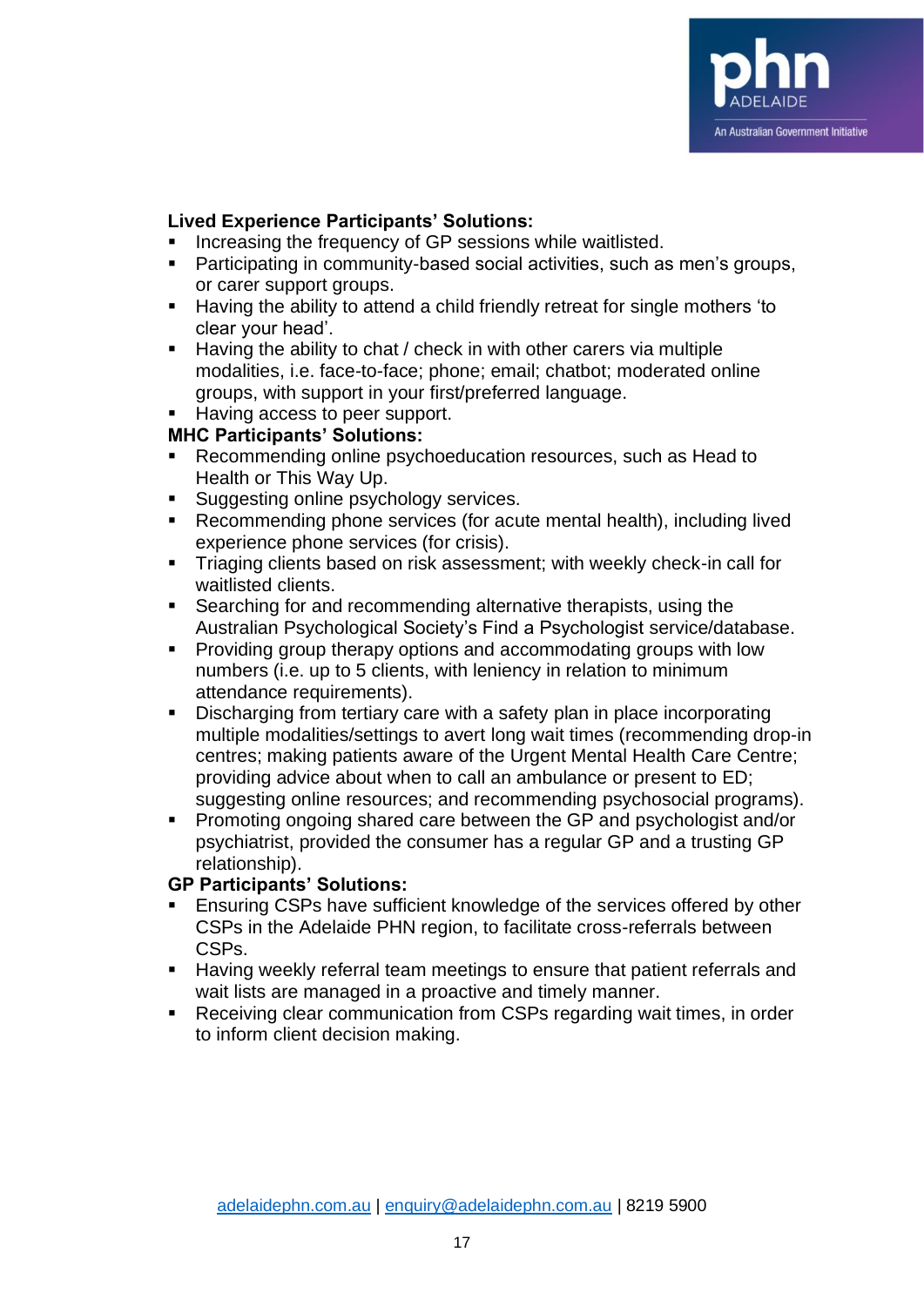**Lived Experience Participants' Solutions:**

- Increasing the frequency of GP sessions while waitlisted.
- Participating in community-based social activities, such as men's groups, or carer support groups.
- Having the ability to attend a child friendly retreat for single mothers 'to clear your head'.
- Having the ability to chat / check in with other carers via multiple modalities, i.e. face-to-face; phone; email; chatbot; moderated online groups, with support in your first/preferred language.
- Having access to peer support.

**MHC Participants' Solutions:**

- Recommending online psychoeducation resources, such as Head to Health or This Way Up.
- Suggesting online psychology services.
- Recommending phone services (for acute mental health), including lived experience phone services (for crisis).
- Triaging clients based on risk assessment; with weekly check-in call for waitlisted clients.
- Searching for and recommending alternative therapists, using the Australian Psychological Society's Find a Psychologist service/database.
- Providing group therapy options and accommodating groups with low numbers (i.e. up to 5 clients, with leniency in relation to minimum attendance requirements).
- Discharging from tertiary care with a safety plan in place incorporating multiple modalities/settings to avert long wait times (recommending drop-in centres; making patients aware of the Urgent Mental Health Care Centre; providing advice about when to call an ambulance or present to ED; suggesting online resources; and recommending psychosocial programs).
- Promoting ongoing shared care between the GP and psychologist and/or psychiatrist, provided the consumer has a regular GP and a trusting GP relationship).

**GP Participants' Solutions:**

- Ensuring CSPs have sufficient knowledge of the services offered by other CSPs in the Adelaide PHN region, to facilitate cross-referrals between CSPs.
- Having weekly referral team meetings to ensure that patient referrals and wait lists are managed in a proactive and timely manner.
- Receiving clear communication from CSPs regarding wait times, in order to inform client decision making.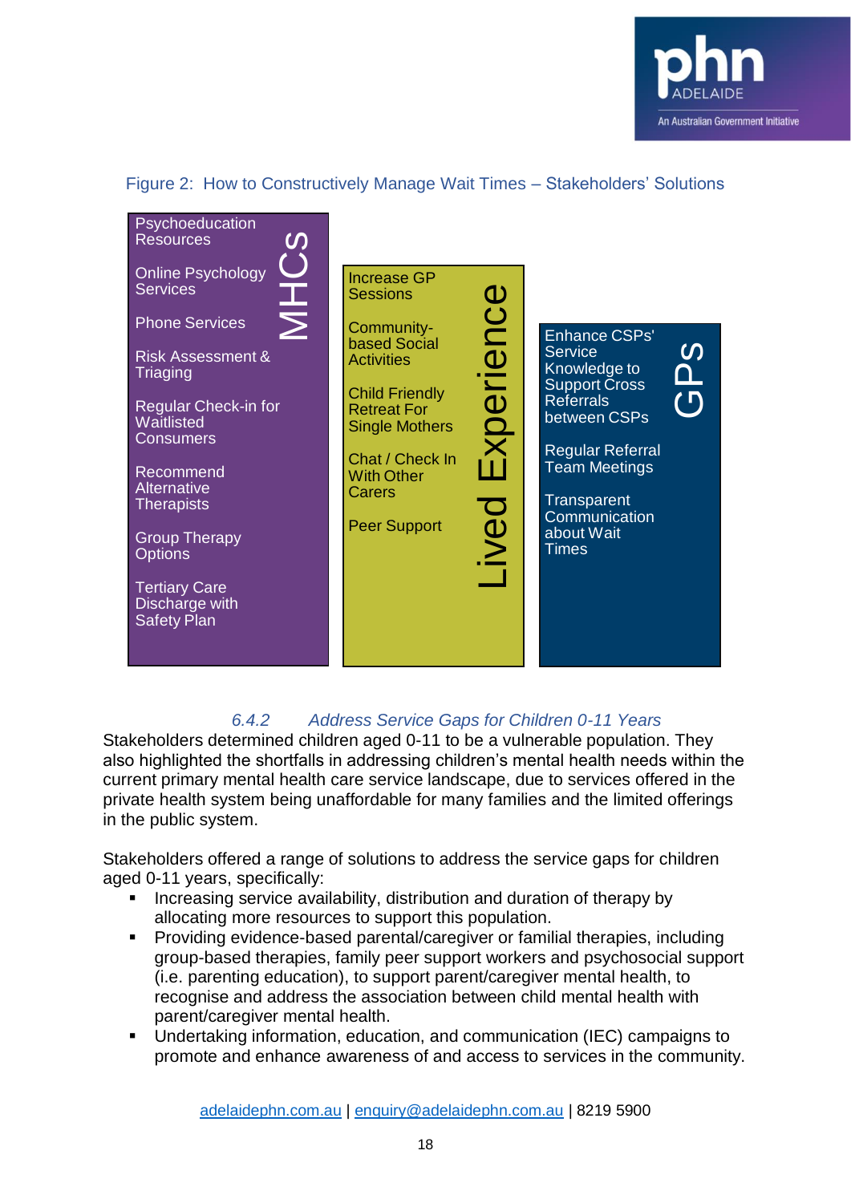Figure 2: How to Constructively Manage Wait Times – Stakeholders' Solutions

**MHCs**

- Psychoeducation Resources
- Online Psychology Services
- Phone Services
- Risk Assessment & Triaging
- Regular Check-in for Waitlisted Consumers
- Recommend Alternative Therapists
- Group Therapy Options
- Tertiary Care Discharge with Safety Plan

**Lived Experience**

- Increase GP Sessions
- Community-based Social Activities
- Child Friendly Retreat For Single Mothers
- Chat / Check In With Other Carers
- Peer Support

**GPs**

- Enhance CSPs' Service Knowledge to Support Cross Referrals between CSPs
- Regular Referral Team Meetings
- Transparent Communication about Wait Times

### *6.4.2 Address Service Gaps for Children 0-11 Years*

Stakeholders determined children aged 0-11 to be a vulnerable population. They also highlighted the shortfalls in addressing children's mental health needs within the current primary mental health care service landscape, due to services offered in the private health system being unaffordable for many families and the limited offerings in the public system.

Stakeholders offered a range of solutions to address the service gaps for children aged 0-11 years, specifically:

- Increasing service availability, distribution and duration of therapy by allocating more resources to support this population.
- Providing evidence-based parental/caregiver or familial therapies, including group-based therapies, family peer support workers and psychosocial support (i.e. parenting education), to support parent/caregiver mental health, to recognise and address the association between child mental health with parent/caregiver mental health.
- Undertaking information, education, and communication (IEC) campaigns to promote and enhance awareness of and access to services in the community.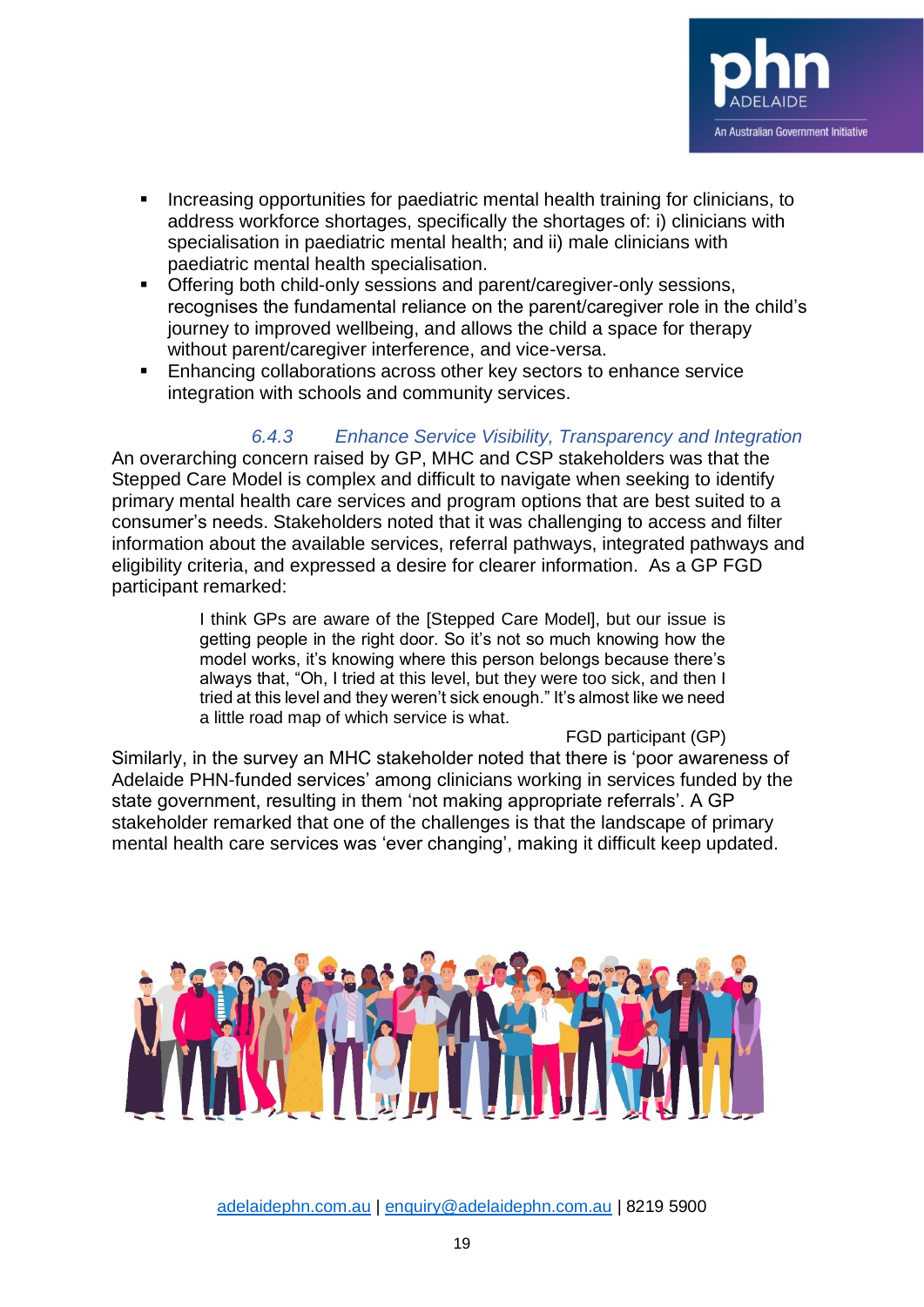- Increasing opportunities for paediatric mental health training for clinicians, to address workforce shortages, specifically the shortages of: i) clinicians with specialisation in paediatric mental health; and ii) male clinicians with paediatric mental health specialisation.
- Offering both child-only sessions and parent/caregiver-only sessions, recognises the fundamental reliance on the parent/caregiver role in the child's journey to improved wellbeing, and allows the child a space for therapy without parent/caregiver interference, and vice-versa.
- Enhancing collaborations across other key sectors to enhance service integration with schools and community services.

#### *6.4.3 Enhance Service Visibility, Transparency and Integration*

An overarching concern raised by GP, MHC and CSP stakeholders was that the Stepped Care Model is complex and difficult to navigate when seeking to identify primary mental health care services and program options that are best suited to a consumer's needs. Stakeholders noted that it was challenging to access and filter information about the available services, referral pathways, integrated pathways and eligibility criteria, and expressed a desire for clearer information. As a GP FGD participant remarked:

> I think GPs are aware of the [Stepped Care Model], but our issue is getting people in the right door. So it's not so much knowing how the model works, it's knowing where this person belongs because there's always that, "Oh, I tried at this level, but they were too sick, and then I tried at this level and they weren't sick enough." It's almost like we need a little road map of which service is what.
>
> FGD participant (GP)

Similarly, in the survey an MHC stakeholder noted that there is 'poor awareness of Adelaide PHN-funded services' among clinicians working in services funded by the state government, resulting in them 'not making appropriate referrals'. A GP stakeholder remarked that one of the challenges is that the landscape of primary mental health care services was 'ever changing', making it difficult keep updated.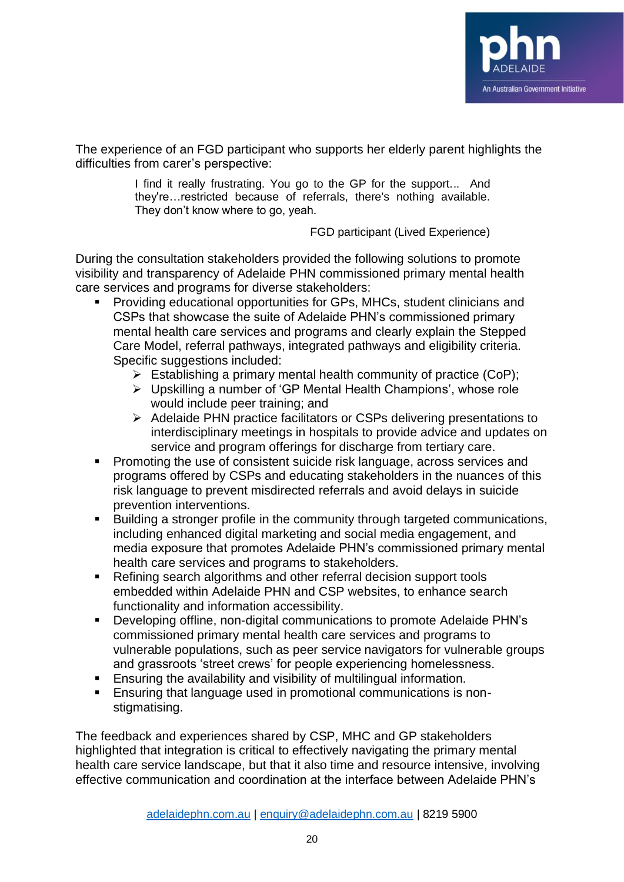The experience of an FGD participant who supports her elderly parent highlights the difficulties from carer's perspective:

> I find it really frustrating. You go to the GP for the support... And they're…restricted because of referrals, there's nothing available. They don't know where to go, yeah.
>
> FGD participant (Lived Experience)

During the consultation stakeholders provided the following solutions to promote visibility and transparency of Adelaide PHN commissioned primary mental health care services and programs for diverse stakeholders:

- Providing educational opportunities for GPs, MHCs, student clinicians and CSPs that showcase the suite of Adelaide PHN's commissioned primary mental health care services and programs and clearly explain the Stepped Care Model, referral pathways, integrated pathways and eligibility criteria. Specific suggestions included:
  - Establishing a primary mental health community of practice (CoP);
  - Upskilling a number of 'GP Mental Health Champions', whose role would include peer training; and
  - Adelaide PHN practice facilitators or CSPs delivering presentations to interdisciplinary meetings in hospitals to provide advice and updates on service and program offerings for discharge from tertiary care.
- Promoting the use of consistent suicide risk language, across services and programs offered by CSPs and educating stakeholders in the nuances of this risk language to prevent misdirected referrals and avoid delays in suicide prevention interventions.
- Building a stronger profile in the community through targeted communications, including enhanced digital marketing and social media engagement, and media exposure that promotes Adelaide PHN's commissioned primary mental health care services and programs to stakeholders.
- Refining search algorithms and other referral decision support tools embedded within Adelaide PHN and CSP websites, to enhance search functionality and information accessibility.
- Developing offline, non-digital communications to promote Adelaide PHN's commissioned primary mental health care services and programs to vulnerable populations, such as peer service navigators for vulnerable groups and grassroots 'street crews' for people experiencing homelessness.
- Ensuring the availability and visibility of multilingual information.
- Ensuring that language used in promotional communications is non-stigmatising.

The feedback and experiences shared by CSP, MHC and GP stakeholders highlighted that integration is critical to effectively navigating the primary mental health care service landscape, but that it also time and resource intensive, involving effective communication and coordination at the interface between Adelaide PHN's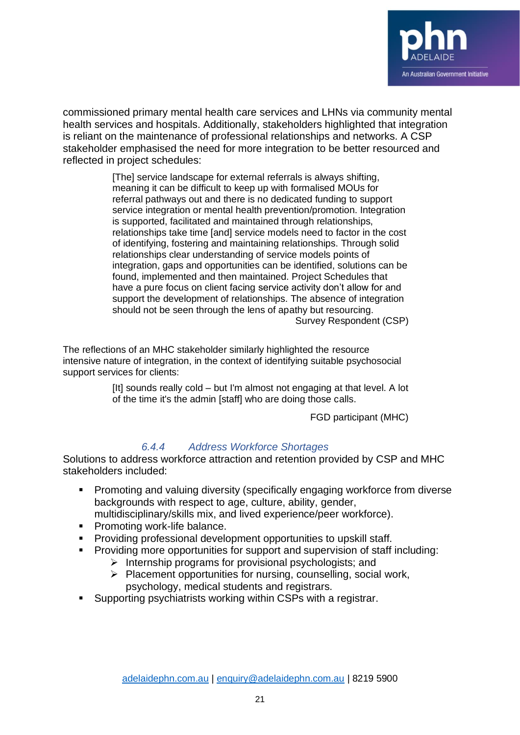commissioned primary mental health care services and LHNs via community mental health services and hospitals. Additionally, stakeholders highlighted that integration is reliant on the maintenance of professional relationships and networks. A CSP stakeholder emphasised the need for more integration to be better resourced and reflected in project schedules:

> [The] service landscape for external referrals is always shifting, meaning it can be difficult to keep up with formalised MOUs for referral pathways out and there is no dedicated funding to support service integration or mental health prevention/promotion. Integration is supported, facilitated and maintained through relationships, relationships take time [and] service models need to factor in the cost of identifying, fostering and maintaining relationships. Through solid relationships clear understanding of service models points of integration, gaps and opportunities can be identified, solutions can be found, implemented and then maintained. Project Schedules that have a pure focus on client facing service activity don't allow for and support the development of relationships. The absence of integration should not be seen through the lens of apathy but resourcing.
>
> Survey Respondent (CSP)

The reflections of an MHC stakeholder similarly highlighted the resource intensive nature of integration, in the context of identifying suitable psychosocial support services for clients:

> [It] sounds really cold – but I'm almost not engaging at that level. A lot of the time it's the admin [staff] who are doing those calls.
>
> FGD participant (MHC)

#### *6.4.4 Address Workforce Shortages*

Solutions to address workforce attraction and retention provided by CSP and MHC stakeholders included:

- Promoting and valuing diversity (specifically engaging workforce from diverse backgrounds with respect to age, culture, ability, gender, multidisciplinary/skills mix, and lived experience/peer workforce).
- Promoting work-life balance.
- Providing professional development opportunities to upskill staff.
- Providing more opportunities for support and supervision of staff including:
  - Internship programs for provisional psychologists; and
  - Placement opportunities for nursing, counselling, social work, psychology, medical students and registrars.
- Supporting psychiatrists working within CSPs with a registrar.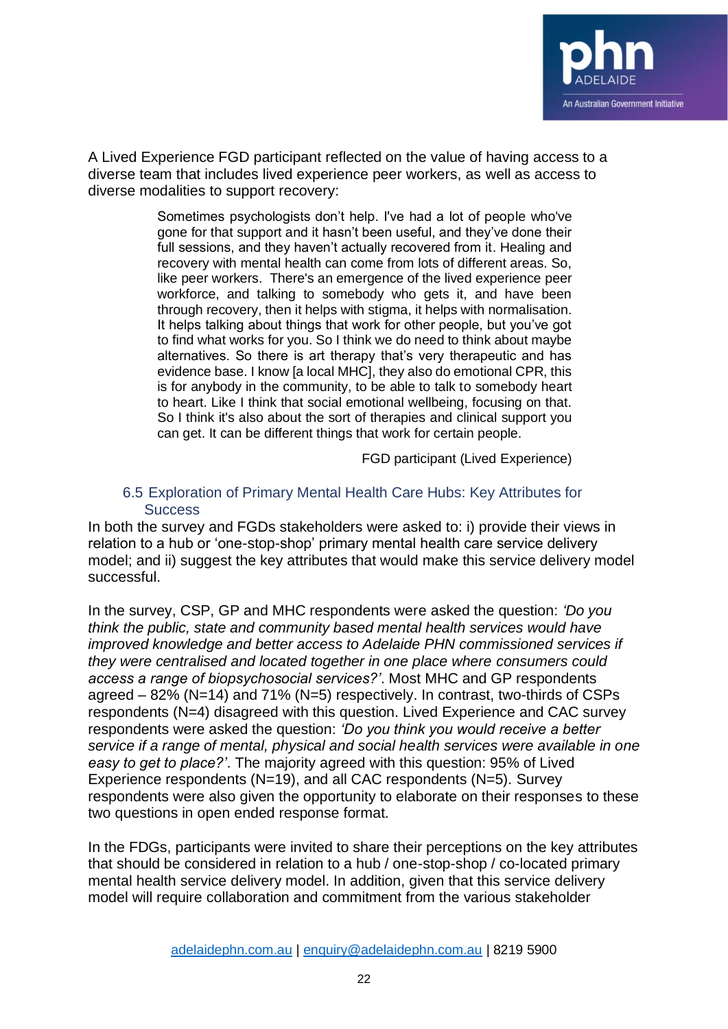A Lived Experience FGD participant reflected on the value of having access to a diverse team that includes lived experience peer workers, as well as access to diverse modalities to support recovery:

> Sometimes psychologists don't help. I've had a lot of people who've gone for that support and it hasn't been useful, and they've done their full sessions, and they haven't actually recovered from it. Healing and recovery with mental health can come from lots of different areas. So, like peer workers. There's an emergence of the lived experience peer workforce, and talking to somebody who gets it, and have been through recovery, then it helps with stigma, it helps with normalisation. It helps talking about things that work for other people, but you've got to find what works for you. So I think we do need to think about maybe alternatives. So there is art therapy that's very therapeutic and has evidence base. I know [a local MHC], they also do emotional CPR, this is for anybody in the community, to be able to talk to somebody heart to heart. Like I think that social emotional wellbeing, focusing on that. So I think it's also about the sort of therapies and clinical support you can get. It can be different things that work for certain people.
>
> FGD participant (Lived Experience)

### 6.5 Exploration of Primary Mental Health Care Hubs: Key Attributes for Success

In both the survey and FGDs stakeholders were asked to: i) provide their views in relation to a hub or 'one-stop-shop' primary mental health care service delivery model; and ii) suggest the key attributes that would make this service delivery model successful.

In the survey, CSP, GP and MHC respondents were asked the question: *'Do you think the public, state and community based mental health services would have improved knowledge and better access to Adelaide PHN commissioned services if they were centralised and located together in one place where consumers could access a range of biopsychosocial services?'*. Most MHC and GP respondents agreed – 82% (N=14) and 71% (N=5) respectively. In contrast, two-thirds of CSPs respondents (N=4) disagreed with this question. Lived Experience and CAC survey respondents were asked the question: *'Do you think you would receive a better service if a range of mental, physical and social health services were available in one easy to get to place?'*. The majority agreed with this question: 95% of Lived Experience respondents (N=19), and all CAC respondents (N=5). Survey respondents were also given the opportunity to elaborate on their responses to these two questions in open ended response format.

In the FDGs, participants were invited to share their perceptions on the key attributes that should be considered in relation to a hub / one-stop-shop / co-located primary mental health service delivery model. In addition, given that this service delivery model will require collaboration and commitment from the various stakeholder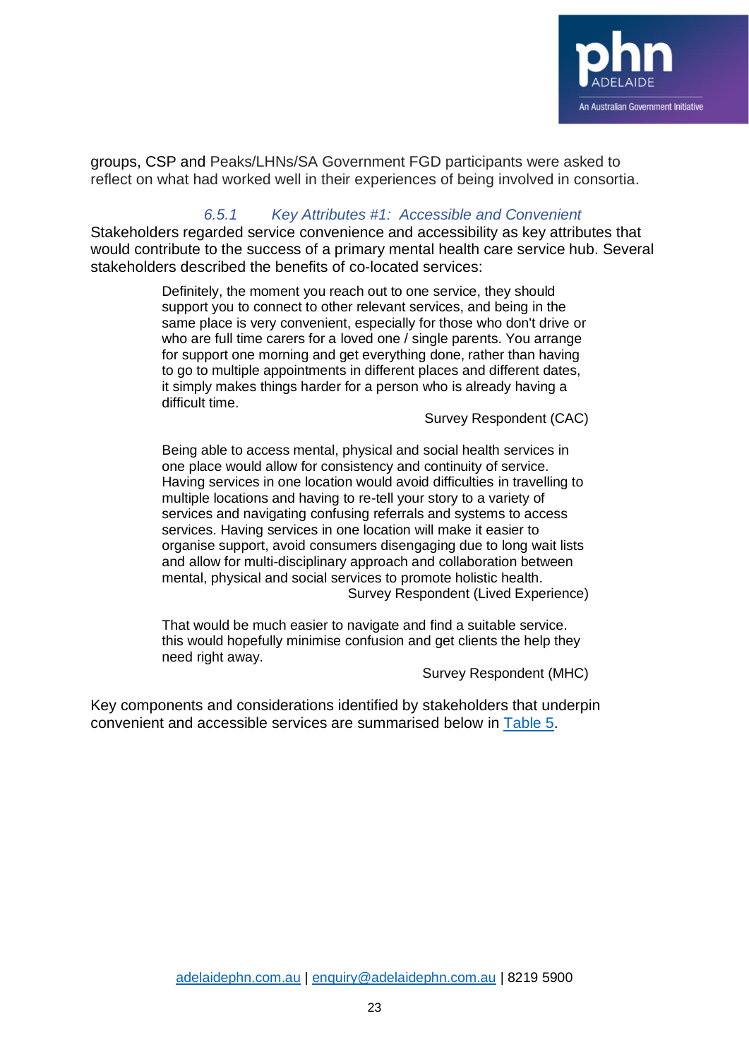groups, CSP and Peaks/LHNs/SA Government FGD participants were asked to reflect on what had worked well in their experiences of being involved in consortia.

#### *6.5.1 Key Attributes #1: Accessible and Convenient*

Stakeholders regarded service convenience and accessibility as key attributes that would contribute to the success of a primary mental health care service hub. Several stakeholders described the benefits of co-located services:

> Definitely, the moment you reach out to one service, they should support you to connect to other relevant services, and being in the same place is very convenient, especially for those who don't drive or who are full time carers for a loved one / single parents. You arrange for support one morning and get everything done, rather than having to go to multiple appointments in different places and different dates, it simply makes things harder for a person who is already having a difficult time.
>
> Survey Respondent (CAC)

> Being able to access mental, physical and social health services in one place would allow for consistency and continuity of service. Having services in one location would avoid difficulties in travelling to multiple locations and having to re-tell your story to a variety of services and navigating confusing referrals and systems to access services. Having services in one location will make it easier to organise support, avoid consumers disengaging due to long wait lists and allow for multi-disciplinary approach and collaboration between mental, physical and social services to promote holistic health.
>
> Survey Respondent (Lived Experience)

> That would be much easier to navigate and find a suitable service. this would hopefully minimise confusion and get clients the help they need right away.
>
> Survey Respondent (MHC)

Key components and considerations identified by stakeholders that underpin convenient and accessible services are summarised below in Table 5.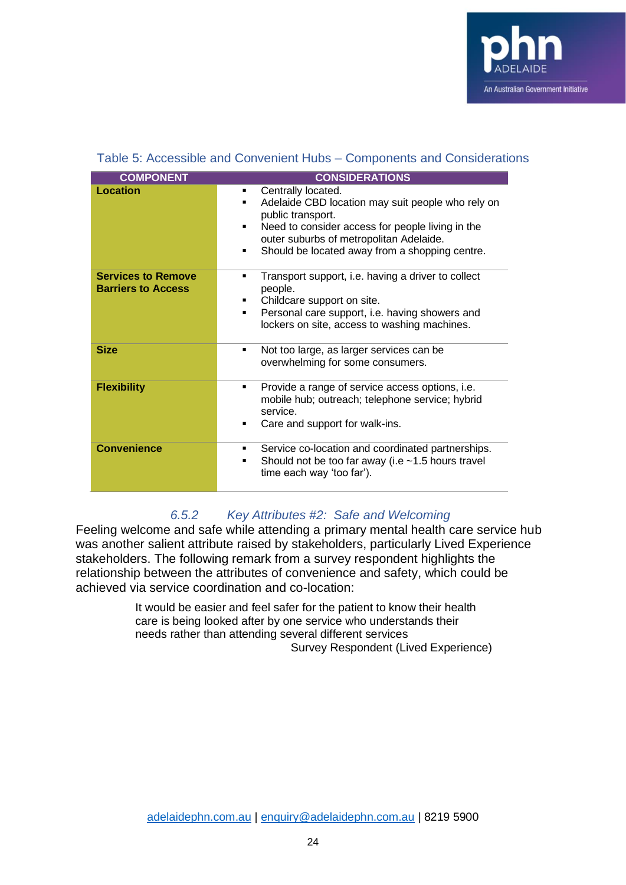Table 5: Accessible and Convenient Hubs – Components and Considerations

| COMPONENT | CONSIDERATIONS |
|---|---|
| **Location** | ▪ Centrally located.<br>▪ Adelaide CBD location may suit people who rely on public transport.<br>▪ Need to consider access for people living in the outer suburbs of metropolitan Adelaide.<br>▪ Should be located away from a shopping centre. |
| **Services to Remove Barriers to Access** | ▪ Transport support, i.e. having a driver to collect people.<br>▪ Childcare support on site.<br>▪ Personal care support, i.e. having showers and lockers on site, access to washing machines. |
| **Size** | ▪ Not too large, as larger services can be overwhelming for some consumers. |
| **Flexibility** | ▪ Provide a range of service access options, i.e. mobile hub; outreach; telephone service; hybrid service.<br>▪ Care and support for walk-ins. |
| **Convenience** | ▪ Service co-location and coordinated partnerships.<br>▪ Should not be too far away (i.e ~1.5 hours travel time each way 'too far'). |

#### *6.5.2 Key Attributes #2: Safe and Welcoming*

Feeling welcome and safe while attending a primary mental health care service hub was another salient attribute raised by stakeholders, particularly Lived Experience stakeholders. The following remark from a survey respondent highlights the relationship between the attributes of convenience and safety, which could be achieved via service coordination and co-location:

> It would be easier and feel safer for the patient to know their health care is being looked after by one service who understands their needs rather than attending several different services
>
> Survey Respondent (Lived Experience)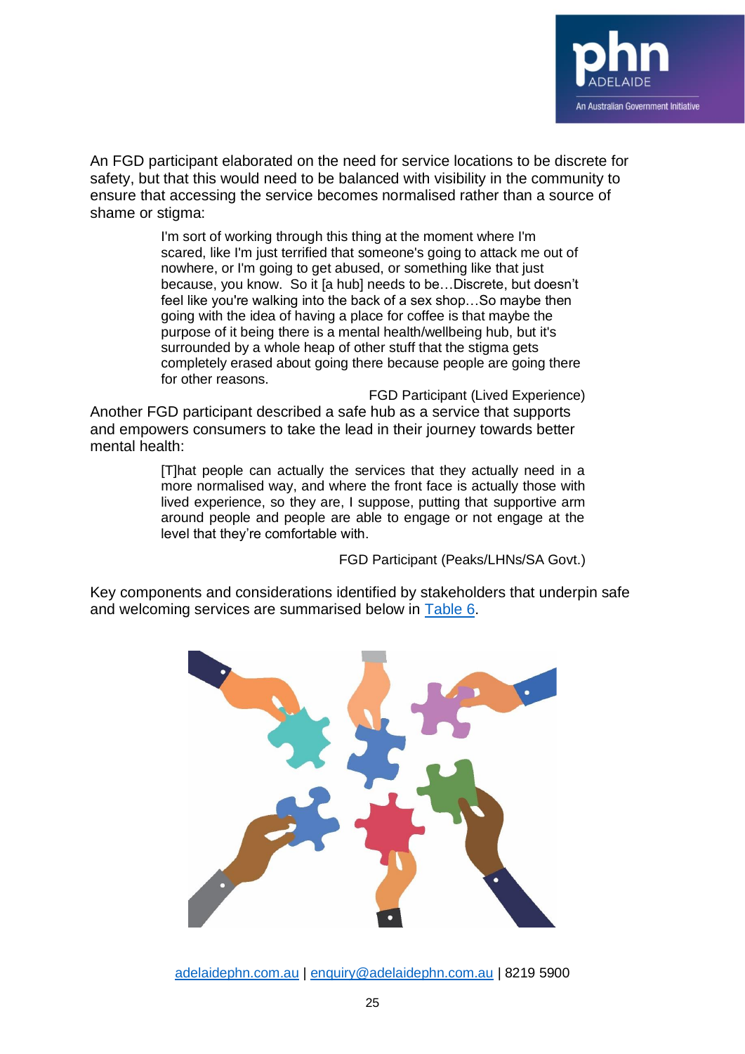An FGD participant elaborated on the need for service locations to be discrete for safety, but that this would need to be balanced with visibility in the community to ensure that accessing the service becomes normalised rather than a source of shame or stigma:

> I'm sort of working through this thing at the moment where I'm scared, like I'm just terrified that someone's going to attack me out of nowhere, or I'm going to get abused, or something like that just because, you know. So it [a hub] needs to be…Discrete, but doesn't feel like you're walking into the back of a sex shop…So maybe then going with the idea of having a place for coffee is that maybe the purpose of it being there is a mental health/wellbeing hub, but it's surrounded by a whole heap of other stuff that the stigma gets completely erased about going there because people are going there for other reasons.
>
> FGD Participant (Lived Experience)

Another FGD participant described a safe hub as a service that supports and empowers consumers to take the lead in their journey towards better mental health:

> [T]hat people can actually the services that they actually need in a more normalised way, and where the front face is actually those with lived experience, so they are, I suppose, putting that supportive arm around people and people are able to engage or not engage at the level that they're comfortable with.
>
> FGD Participant (Peaks/LHNs/SA Govt.)

Key components and considerations identified by stakeholders that underpin safe and welcoming services are summarised below in Table 6.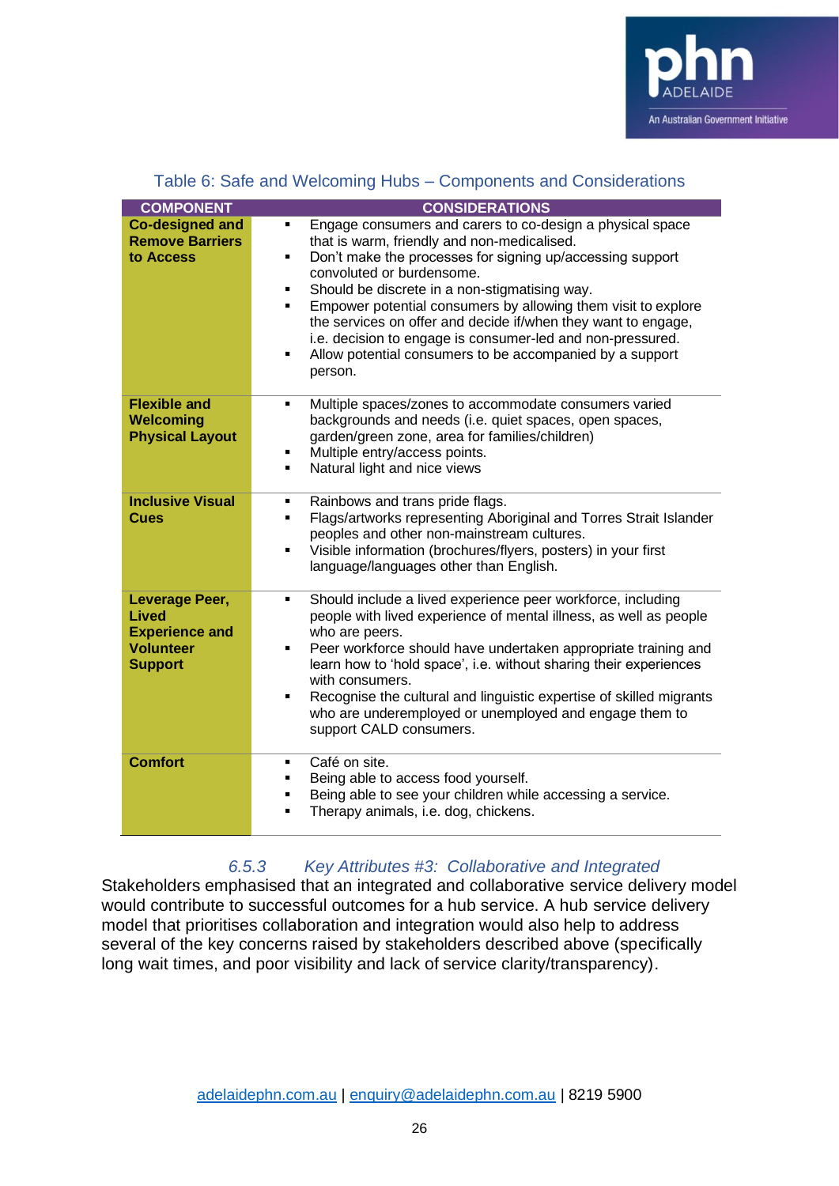Table 6: Safe and Welcoming Hubs – Components and Considerations

| COMPONENT | CONSIDERATIONS |
|---|---|
| **Co-designed and Remove Barriers to Access** | ▪ Engage consumers and carers to co-design a physical space that is warm, friendly and non-medicalised.<br>▪ Don't make the processes for signing up/accessing support convoluted or burdensome.<br>▪ Should be discrete in a non-stigmatising way.<br>▪ Empower potential consumers by allowing them visit to explore the services on offer and decide if/when they want to engage, i.e. decision to engage is consumer-led and non-pressured.<br>▪ Allow potential consumers to be accompanied by a support person. |
| **Flexible and Welcoming Physical Layout** | ▪ Multiple spaces/zones to accommodate consumers varied backgrounds and needs (i.e. quiet spaces, open spaces, garden/green zone, area for families/children)<br>▪ Multiple entry/access points.<br>▪ Natural light and nice views |
| **Inclusive Visual Cues** | ▪ Rainbows and trans pride flags.<br>▪ Flags/artworks representing Aboriginal and Torres Strait Islander peoples and other non-mainstream cultures.<br>▪ Visible information (brochures/flyers, posters) in your first language/languages other than English. |
| **Leverage Peer, Lived Experience and Volunteer Support** | ▪ Should include a lived experience peer workforce, including people with lived experience of mental illness, as well as people who are peers.<br>▪ Peer workforce should have undertaken appropriate training and learn how to 'hold space', i.e. without sharing their experiences with consumers.<br>▪ Recognise the cultural and linguistic expertise of skilled migrants who are underemployed or unemployed and engage them to support CALD consumers. |
| **Comfort** | ▪ Café on site.<br>▪ Being able to access food yourself.<br>▪ Being able to see your children while accessing a service.<br>▪ Therapy animals, i.e. dog, chickens. |

#### *6.5.3 Key Attributes #3: Collaborative and Integrated*

Stakeholders emphasised that an integrated and collaborative service delivery model would contribute to successful outcomes for a hub service. A hub service delivery model that prioritises collaboration and integration would also help to address several of the key concerns raised by stakeholders described above (specifically long wait times, and poor visibility and lack of service clarity/transparency).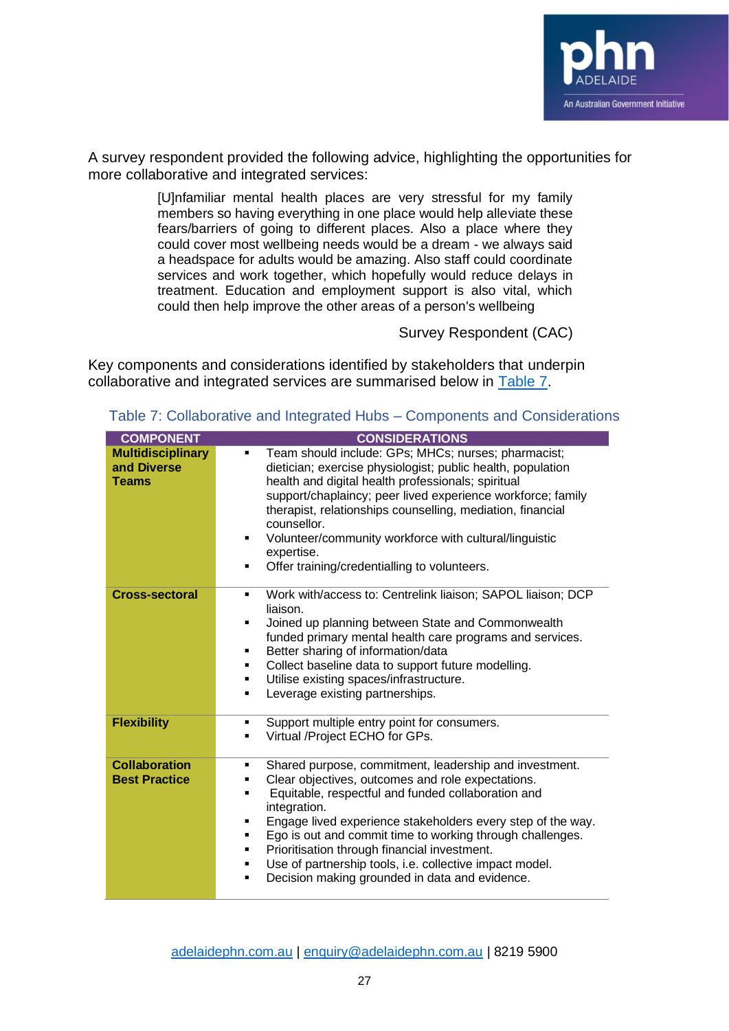A survey respondent provided the following advice, highlighting the opportunities for more collaborative and integrated services:

> [U]nfamiliar mental health places are very stressful for my family members so having everything in one place would help alleviate these fears/barriers of going to different places. Also a place where they could cover most wellbeing needs would be a dream - we always said a headspace for adults would be amazing. Also staff could coordinate services and work together, which hopefully would reduce delays in treatment. Education and employment support is also vital, which could then help improve the other areas of a person's wellbeing
>
> Survey Respondent (CAC)

Key components and considerations identified by stakeholders that underpin collaborative and integrated services are summarised below in Table 7.

Table 7: Collaborative and Integrated Hubs – Components and Considerations

| COMPONENT | CONSIDERATIONS |
|---|---|
| **Multidisciplinary and Diverse Teams** | ▪ Team should include: GPs; MHCs; nurses; pharmacist; dietician; exercise physiologist; public health, population health and digital health professionals; spiritual support/chaplaincy; peer lived experience workforce; family therapist, relationships counselling, mediation, financial counsellor.<br>▪ Volunteer/community workforce with cultural/linguistic expertise.<br>▪ Offer training/credentialling to volunteers. |
| **Cross-sectoral** | ▪ Work with/access to: Centrelink liaison; SAPOL liaison; DCP liaison.<br>▪ Joined up planning between State and Commonwealth funded primary mental health care programs and services.<br>▪ Better sharing of information/data<br>▪ Collect baseline data to support future modelling.<br>▪ Utilise existing spaces/infrastructure.<br>▪ Leverage existing partnerships. |
| **Flexibility** | ▪ Support multiple entry point for consumers.<br>▪ Virtual /Project ECHO for GPs. |
| **Collaboration Best Practice** | ▪ Shared purpose, commitment, leadership and investment.<br>▪ Clear objectives, outcomes and role expectations.<br>▪ Equitable, respectful and funded collaboration and integration.<br>▪ Engage lived experience stakeholders every step of the way.<br>▪ Ego is out and commit time to working through challenges.<br>▪ Prioritisation through financial investment.<br>▪ Use of partnership tools, i.e. collective impact model.<br>▪ Decision making grounded in data and evidence. |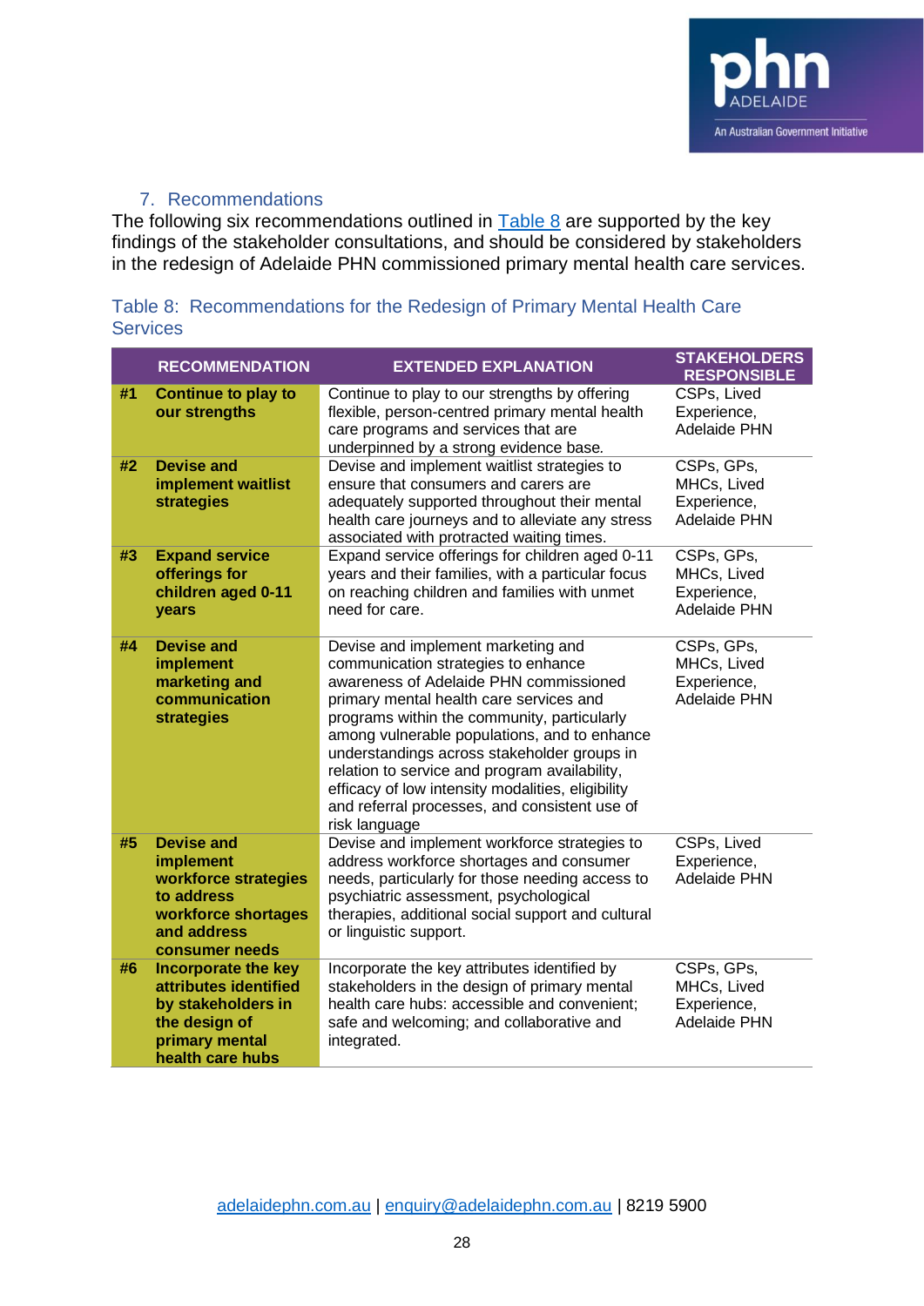## 7. Recommendations

The following six recommendations outlined in Table 8 are supported by the key findings of the stakeholder consultations, and should be considered by stakeholders in the redesign of Adelaide PHN commissioned primary mental health care services.

Table 8: Recommendations for the Redesign of Primary Mental Health Care Services

| | RECOMMENDATION | EXTENDED EXPLANATION | STAKEHOLDERS RESPONSIBLE |
|---|---|---|---|
| #1 | **Continue to play to our strengths** | Continue to play to our strengths by offering flexible, person-centred primary mental health care programs and services that are underpinned by a strong evidence base. | CSPs, Lived Experience, Adelaide PHN |
| #2 | **Devise and implement waitlist strategies** | Devise and implement waitlist strategies to ensure that consumers and carers are adequately supported throughout their mental health care journeys and to alleviate any stress associated with protracted waiting times. | CSPs, GPs, MHCs, Lived Experience, Adelaide PHN |
| #3 | **Expand service offerings for children aged 0-11 years** | Expand service offerings for children aged 0-11 years and their families, with a particular focus on reaching children and families with unmet need for care. | CSPs, GPs, MHCs, Lived Experience, Adelaide PHN |
| #4 | **Devise and implement marketing and communication strategies** | Devise and implement marketing and communication strategies to enhance awareness of Adelaide PHN commissioned primary mental health care services and programs within the community, particularly among vulnerable populations, and to enhance understandings across stakeholder groups in relation to service and program availability, efficacy of low intensity modalities, eligibility and referral processes, and consistent use of risk language | CSPs, GPs, MHCs, Lived Experience, Adelaide PHN |
| #5 | **Devise and implement workforce strategies to address workforce shortages and address consumer needs** | Devise and implement workforce strategies to address workforce shortages and consumer needs, particularly for those needing access to psychiatric assessment, psychological therapies, additional social support and cultural or linguistic support. | CSPs, Lived Experience, Adelaide PHN |
| #6 | **Incorporate the key attributes identified by stakeholders in the design of primary mental health care hubs** | Incorporate the key attributes identified by stakeholders in the design of primary mental health care hubs: accessible and convenient; safe and welcoming; and collaborative and integrated. | CSPs, GPs, MHCs, Lived Experience, Adelaide PHN |

adelaidephn.com.au | enquiry@adelaidephn.com.au | 8219 5900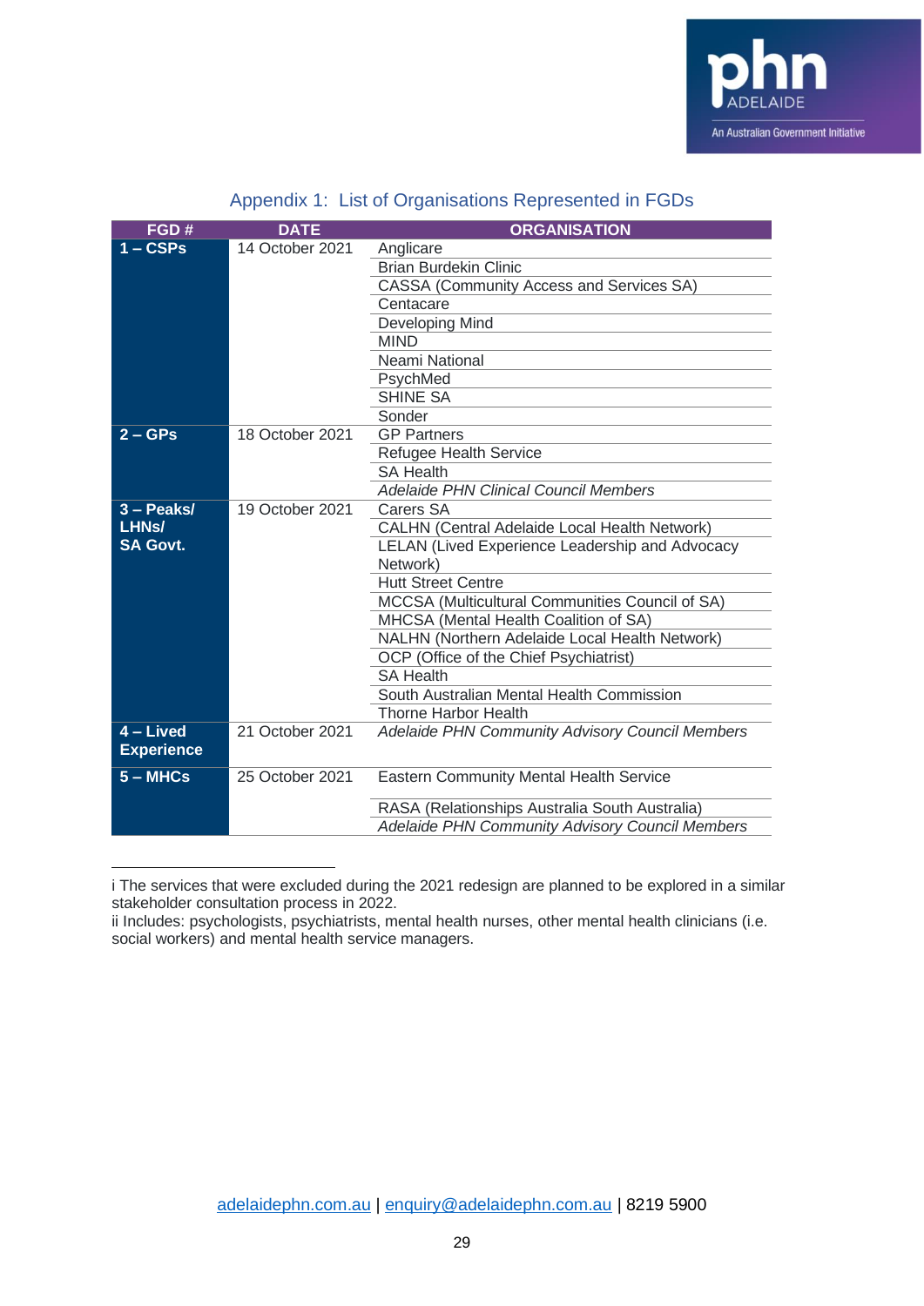## Appendix 1: List of Organisations Represented in FGDs

| FGD # | DATE | ORGANISATION |
|---|---|---|
| **1 – CSPs** | 14 October 2021 | Anglicare |
| | | Brian Burdekin Clinic |
| | | CASSA (Community Access and Services SA) |
| | | Centacare |
| | | Developing Mind |
| | | MIND |
| | | Neami National |
| | | PsychMed |
| | | SHINE SA |
| | | Sonder |
| **2 – GPs** | 18 October 2021 | GP Partners |
| | | Refugee Health Service |
| | | SA Health |
| | | *Adelaide PHN Clinical Council Members* |
| **3 – Peaks/ LHNs/ SA Govt.** | 19 October 2021 | Carers SA |
| | | CALHN (Central Adelaide Local Health Network) |
| | | LELAN (Lived Experience Leadership and Advocacy Network) |
| | | Hutt Street Centre |
| | | MCCSA (Multicultural Communities Council of SA) |
| | | MHCSA (Mental Health Coalition of SA) |
| | | NALHN (Northern Adelaide Local Health Network) |
| | | OCP (Office of the Chief Psychiatrist) |
| | | SA Health |
| | | South Australian Mental Health Commission |
| | | Thorne Harbor Health |
| **4 – Lived Experience** | 21 October 2021 | *Adelaide PHN Community Advisory Council Members* |
| **5 – MHCs** | 25 October 2021 | Eastern Community Mental Health Service |
| | | RASA (Relationships Australia South Australia) |
| | | *Adelaide PHN Community Advisory Council Members* |

---

i The services that were excluded during the 2021 redesign are planned to be explored in a similar stakeholder consultation process in 2022.

ii Includes: psychologists, psychiatrists, mental health nurses, other mental health clinicians (i.e. social workers) and mental health service managers.

adelaidephn.com.au | enquiry@adelaidephn.com.au | 8219 5900